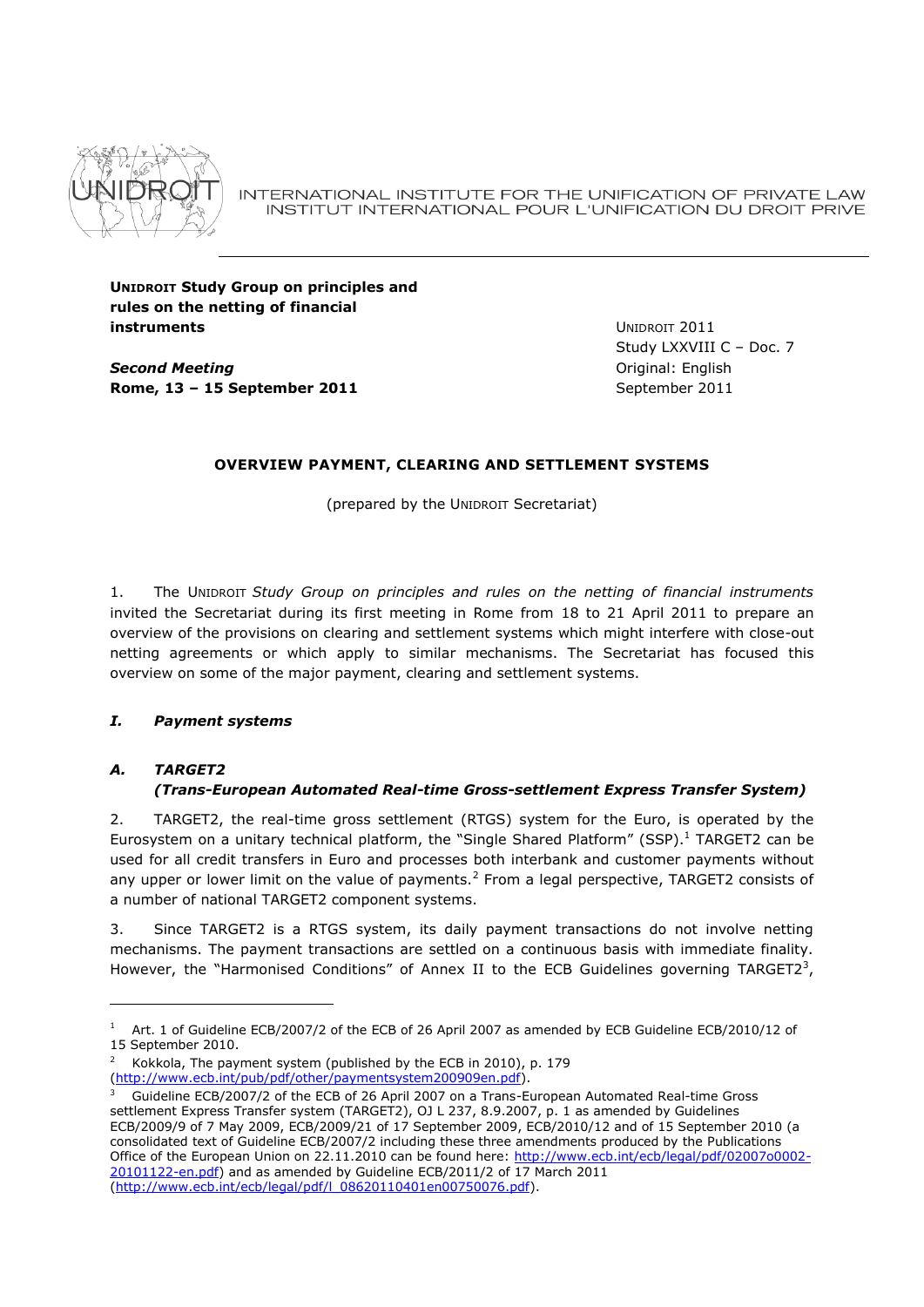INTERNATIONAL INSTITUTE FOR THE UNIFICATION OF PRIVATE LAW
INSTITUT INTERNATIONAL POUR L'UNIFICATION DU DROIT PRIVE

**UNIDROIT Study Group on principles and rules on the netting of financial instruments**

***Second Meeting***
**Rome, 13 – 15 September 2011**

UNIDROIT 2011
Study LXXVIII C – Doc. 7
Original: English
September 2011

**OVERVIEW PAYMENT, CLEARING AND SETTLEMENT SYSTEMS**

(prepared by the UNIDROIT Secretariat)

1. The UNIDROIT *Study Group on principles and rules on the netting of financial instruments* invited the Secretariat during its first meeting in Rome from 18 to 21 April 2011 to prepare an overview of the provisions on clearing and settlement systems which might interfere with close-out netting agreements or which apply to similar mechanisms. The Secretariat has focused this overview on some of the major payment, clearing and settlement systems.

## *I. Payment systems*

### *A. TARGET2 (Trans-European Automated Real-time Gross-settlement Express Transfer System)*

2. TARGET2, the real-time gross settlement (RTGS) system for the Euro, is operated by the Eurosystem on a unitary technical platform, the "Single Shared Platform" (SSP).[1] TARGET2 can be used for all credit transfers in Euro and processes both interbank and customer payments without any upper or lower limit on the value of payments.[2] From a legal perspective, TARGET2 consists of a number of national TARGET2 component systems.

3. Since TARGET2 is a RTGS system, its daily payment transactions do not involve netting mechanisms. The payment transactions are settled on a continuous basis with immediate finality. However, the "Harmonised Conditions" of Annex II to the ECB Guidelines governing TARGET2[3],

---

[1] Art. 1 of Guideline ECB/2007/2 of the ECB of 26 April 2007 as amended by ECB Guideline ECB/2010/12 of 15 September 2010.

[2] Kokkola, The payment system (published by the ECB in 2010), p. 179 (http://www.ecb.int/pub/pdf/other/paymentsystem200909en.pdf).

[3] Guideline ECB/2007/2 of the ECB of 26 April 2007 on a Trans-European Automated Real-time Gross settlement Express Transfer system (TARGET2), OJ L 237, 8.9.2007, p. 1 as amended by Guidelines ECB/2009/9 of 7 May 2009, ECB/2009/21 of 17 September 2009, ECB/2010/12 and of 15 September 2010 (a consolidated text of Guideline ECB/2007/2 including these three amendments produced by the Publications Office of the European Union on 22.11.2010 can be found here: http://www.ecb.int/ecb/legal/pdf/02007o0002-20101122-en.pdf) and as amended by Guideline ECB/2011/2 of 17 March 2011 (http://www.ecb.int/ecb/legal/pdf/l_08620110401en00750076.pdf).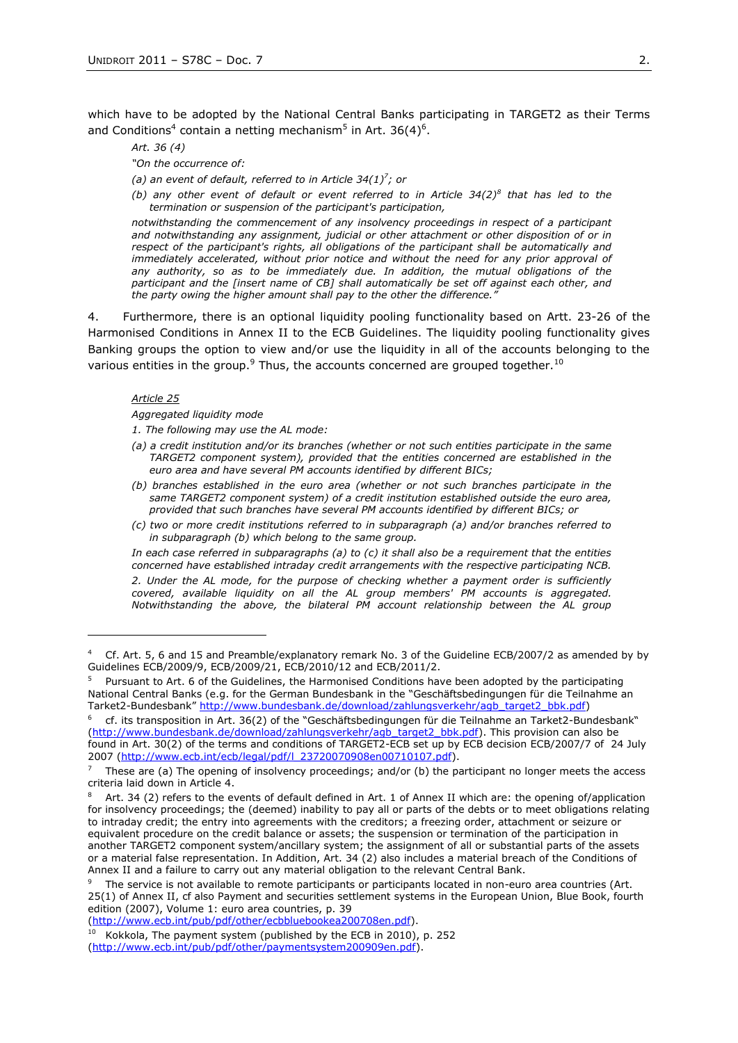which have to be adopted by the National Central Banks participating in TARGET2 as their Terms and Conditions[4] contain a netting mechanism[5] in Art. 36(4)[6].

> *Art. 36 (4)*
>
> *"On the occurrence of:*
>
> *(a) an event of default, referred to in Article 34(1)*[7]*; or*
>
> *(b) any other event of default or event referred to in Article 34(2)*[8] *that has led to the termination or suspension of the participant's participation,*
>
> *notwithstanding the commencement of any insolvency proceedings in respect of a participant and notwithstanding any assignment, judicial or other attachment or other disposition of or in respect of the participant's rights, all obligations of the participant shall be automatically and immediately accelerated, without prior notice and without the need for any prior approval of any authority, so as to be immediately due. In addition, the mutual obligations of the participant and the [insert name of CB] shall automatically be set off against each other, and the party owing the higher amount shall pay to the other the difference."*

4. Furthermore, there is an optional liquidity pooling functionality based on Artt. 23-26 of the Harmonised Conditions in Annex II to the ECB Guidelines. The liquidity pooling functionality gives Banking groups the option to view and/or use the liquidity in all of the accounts belonging to the various entities in the group.[9] Thus, the accounts concerned are grouped together.[10]

> *Article 25*
>
> *Aggregated liquidity mode*
>
> *1. The following may use the AL mode:*
>
> *(a) a credit institution and/or its branches (whether or not such entities participate in the same TARGET2 component system), provided that the entities concerned are established in the euro area and have several PM accounts identified by different BICs;*
>
> *(b) branches established in the euro area (whether or not such branches participate in the same TARGET2 component system) of a credit institution established outside the euro area, provided that such branches have several PM accounts identified by different BICs; or*
>
> *(c) two or more credit institutions referred to in subparagraph (a) and/or branches referred to in subparagraph (b) which belong to the same group.*
>
> *In each case referred in subparagraphs (a) to (c) it shall also be a requirement that the entities concerned have established intraday credit arrangements with the respective participating NCB.*
>
> *2. Under the AL mode, for the purpose of checking whether a payment order is sufficiently covered, available liquidity on all the AL group members' PM accounts is aggregated. Notwithstanding the above, the bilateral PM account relationship between the AL group*

---

[4] Cf. Art. 5, 6 and 15 and Preamble/explanatory remark No. 3 of the Guideline ECB/2007/2 as amended by by Guidelines ECB/2009/9, ECB/2009/21, ECB/2010/12 and ECB/2011/2.

[5] Pursuant to Art. 6 of the Guidelines, the Harmonised Conditions have been adopted by the participating National Central Banks (e.g. for the German Bundesbank in the "Geschäftsbedingungen für die Teilnahme an Tarket2-Bundesbank" http://www.bundesbank.de/download/zahlungsverkehr/agb_target2_bbk.pdf)

[6] cf. its transposition in Art. 36(2) of the "Geschäftsbedingungen für die Teilnahme an Tarket2-Bundesbank" (http://www.bundesbank.de/download/zahlungsverkehr/agb_target2_bbk.pdf). This provision can also be found in Art. 30(2) of the terms and conditions of TARGET2-ECB set up by ECB decision ECB/2007/7 of 24 July 2007 (http://www.ecb.int/ecb/legal/pdf/l_23720070908en00710107.pdf).

[7] These are (a) The opening of insolvency proceedings; and/or (b) the participant no longer meets the access criteria laid down in Article 4.

[8] Art. 34 (2) refers to the events of default defined in Art. 1 of Annex II which are: the opening of/application for insolvency proceedings; the (deemed) inability to pay all or parts of the debts or to meet obligations relating to intraday credit; the entry into agreements with the creditors; a freezing order, attachment or seizure or equivalent procedure on the credit balance or assets; the suspension or termination of the participation in another TARGET2 component system/ancillary system; the assignment of all or substantial parts of the assets or a material false representation. In Addition, Art. 34 (2) also includes a material breach of the Conditions of Annex II and a failure to carry out any material obligation to the relevant Central Bank.

[9] The service is not available to remote participants or participants located in non-euro area countries (Art. 25(1) of Annex II, cf also Payment and securities settlement systems in the European Union, Blue Book, fourth edition (2007), Volume 1: euro area countries, p. 39 (http://www.ecb.int/pub/pdf/other/ecbbluebookea200708en.pdf).

[10] Kokkola, The payment system (published by the ECB in 2010), p. 252 (http://www.ecb.int/pub/pdf/other/paymentsystem200909en.pdf).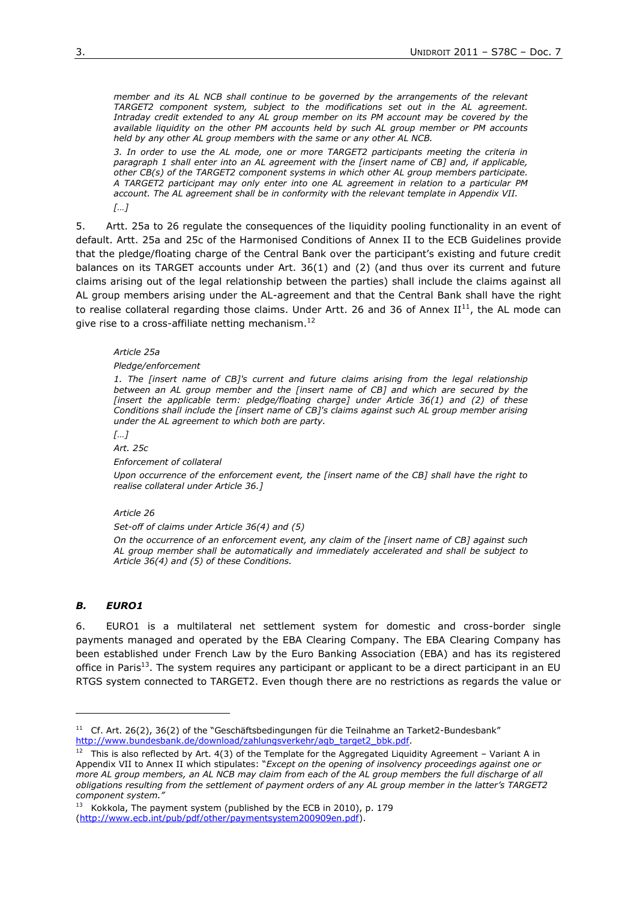*member and its AL NCB shall continue to be governed by the arrangements of the relevant TARGET2 component system, subject to the modifications set out in the AL agreement. Intraday credit extended to any AL group member on its PM account may be covered by the available liquidity on the other PM accounts held by such AL group member or PM accounts held by any other AL group members with the same or any other AL NCB.*

*3. In order to use the AL mode, one or more TARGET2 participants meeting the criteria in paragraph 1 shall enter into an AL agreement with the [insert name of CB] and, if applicable, other CB(s) of the TARGET2 component systems in which other AL group members participate. A TARGET2 participant may only enter into one AL agreement in relation to a particular PM account. The AL agreement shall be in conformity with the relevant template in Appendix VII.*

*[…]*

5. Artt. 25a to 26 regulate the consequences of the liquidity pooling functionality in an event of default. Artt. 25a and 25c of the Harmonised Conditions of Annex II to the ECB Guidelines provide that the pledge/floating charge of the Central Bank over the participant's existing and future credit balances on its TARGET accounts under Art. 36(1) and (2) (and thus over its current and future claims arising out of the legal relationship between the parties) shall include the claims against all AL group members arising under the AL-agreement and that the Central Bank shall have the right to realise collateral regarding those claims. Under Artt. 26 and 36 of Annex II[11], the AL mode can give rise to a cross-affiliate netting mechanism.[12]

*Article 25a*

*Pledge/enforcement*

*1. The [insert name of CB]'s current and future claims arising from the legal relationship between an AL group member and the [insert name of CB] and which are secured by the [insert the applicable term: pledge/floating charge] under Article 36(1) and (2) of these Conditions shall include the [insert name of CB]'s claims against such AL group member arising under the AL agreement to which both are party.*

*[…]*

*Art. 25c*

*Enforcement of collateral*

*Upon occurrence of the enforcement event, the [insert name of the CB] shall have the right to realise collateral under Article 36.]*

*Article 26*

*Set-off of claims under Article 36(4) and (5)*

*On the occurrence of an enforcement event, any claim of the [insert name of CB] against such AL group member shall be automatically and immediately accelerated and shall be subject to Article 36(4) and (5) of these Conditions.*

### *B. EURO1*

6. EURO1 is a multilateral net settlement system for domestic and cross-border single payments managed and operated by the EBA Clearing Company. The EBA Clearing Company has been established under French Law by the Euro Banking Association (EBA) and has its registered office in Paris[13]. The system requires any participant or applicant to be a direct participant in an EU RTGS system connected to TARGET2. Even though there are no restrictions as regards the value or

---

[11] Cf. Art. 26(2), 36(2) of the "Geschäftsbedingungen für die Teilnahme an Tarket2-Bundesbank" http://www.bundesbank.de/download/zahlungsverkehr/agb_target2_bbk.pdf.

[12] This is also reflected by Art. 4(3) of the Template for the Aggregated Liquidity Agreement – Variant A in Appendix VII to Annex II which stipulates: "*Except on the opening of insolvency proceedings against one or more AL group members, an AL NCB may claim from each of the AL group members the full discharge of all obligations resulting from the settlement of payment orders of any AL group member in the latter's TARGET2 component system.*"

[13] Kokkola, The payment system (published by the ECB in 2010), p. 179 (http://www.ecb.int/pub/pdf/other/paymentsystem200909en.pdf).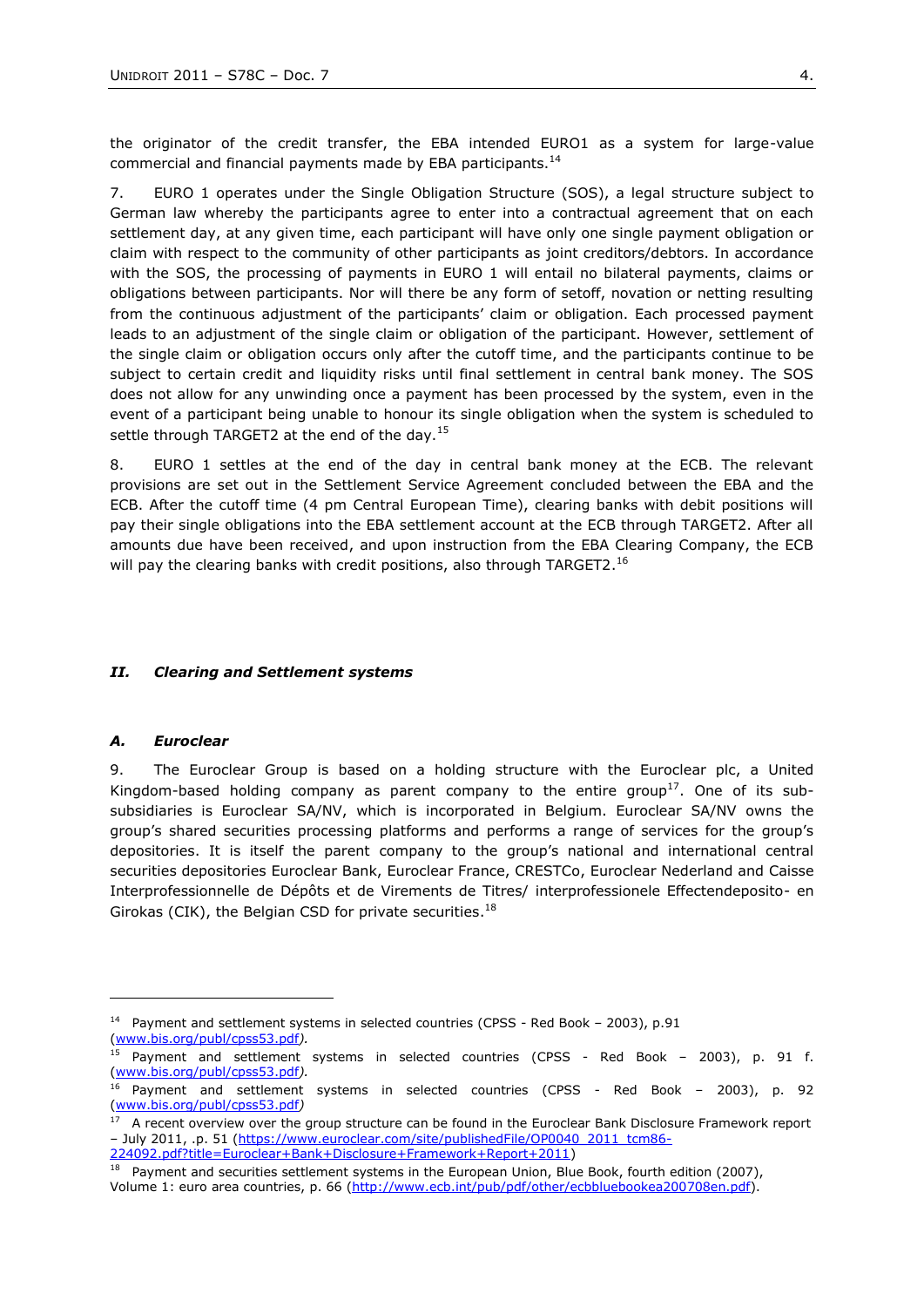the originator of the credit transfer, the EBA intended EURO1 as a system for large-value commercial and financial payments made by EBA participants.[14]

7. EURO 1 operates under the Single Obligation Structure (SOS), a legal structure subject to German law whereby the participants agree to enter into a contractual agreement that on each settlement day, at any given time, each participant will have only one single payment obligation or claim with respect to the community of other participants as joint creditors/debtors. In accordance with the SOS, the processing of payments in EURO 1 will entail no bilateral payments, claims or obligations between participants. Nor will there be any form of setoff, novation or netting resulting from the continuous adjustment of the participants' claim or obligation. Each processed payment leads to an adjustment of the single claim or obligation of the participant. However, settlement of the single claim or obligation occurs only after the cutoff time, and the participants continue to be subject to certain credit and liquidity risks until final settlement in central bank money. The SOS does not allow for any unwinding once a payment has been processed by the system, even in the event of a participant being unable to honour its single obligation when the system is scheduled to settle through TARGET2 at the end of the day.[15]

8. EURO 1 settles at the end of the day in central bank money at the ECB. The relevant provisions are set out in the Settlement Service Agreement concluded between the EBA and the ECB. After the cutoff time (4 pm Central European Time), clearing banks with debit positions will pay their single obligations into the EBA settlement account at the ECB through TARGET2. After all amounts due have been received, and upon instruction from the EBA Clearing Company, the ECB will pay the clearing banks with credit positions, also through TARGET2.[16]

## *II. Clearing and Settlement systems*

### *A. Euroclear*

9. The Euroclear Group is based on a holding structure with the Euroclear plc, a United Kingdom-based holding company as parent company to the entire group[17]. One of its sub-subsidiaries is Euroclear SA/NV, which is incorporated in Belgium. Euroclear SA/NV owns the group's shared securities processing platforms and performs a range of services for the group's depositories. It is itself the parent company to the group's national and international central securities depositories Euroclear Bank, Euroclear France, CRESTCo, Euroclear Nederland and Caisse Interprofessionnelle de Dépôts et de Virements de Titres/ interprofessionele Effectendeposito- en Girokas (CIK), the Belgian CSD for private securities.[18]

---

[14] Payment and settlement systems in selected countries (CPSS - Red Book – 2003), p.91 (www.bis.org/publ/cpss53.pdf).

[15] Payment and settlement systems in selected countries (CPSS - Red Book – 2003), p. 91 f. (www.bis.org/publ/cpss53.pdf).

[16] Payment and settlement systems in selected countries (CPSS - Red Book – 2003), p. 92 (www.bis.org/publ/cpss53.pdf)

[17] A recent overview over the group structure can be found in the Euroclear Bank Disclosure Framework report – July 2011, .p. 51 (https://www.euroclear.com/site/publishedFile/OP0040_2011_tcm86-224092.pdf?title=Euroclear+Bank+Disclosure+Framework+Report+2011)

[18] Payment and securities settlement systems in the European Union, Blue Book, fourth edition (2007), Volume 1: euro area countries, p. 66 (http://www.ecb.int/pub/pdf/other/ecbbluebookea200708en.pdf).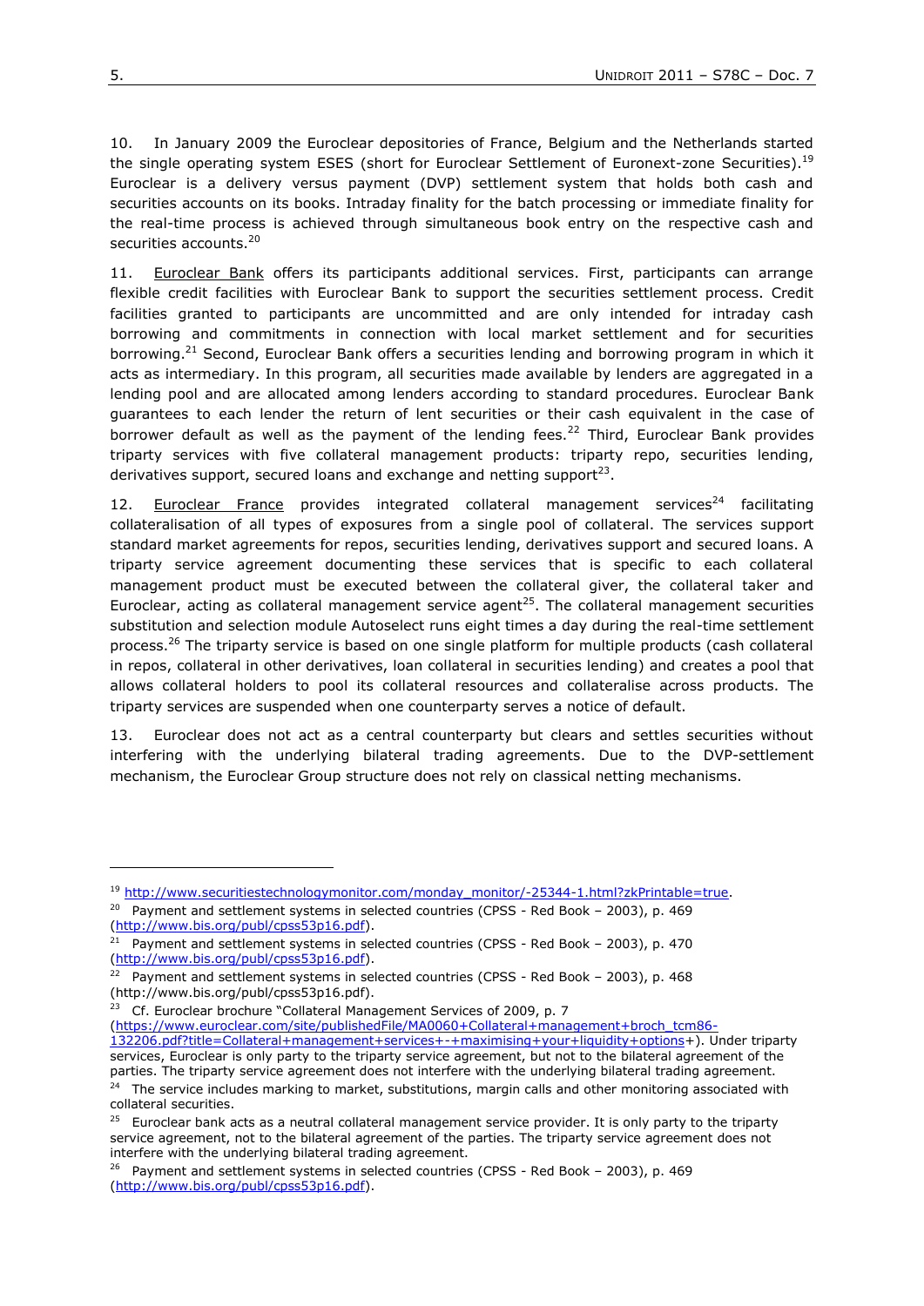10. In January 2009 the Euroclear depositories of France, Belgium and the Netherlands started the single operating system ESES (short for Euroclear Settlement of Euronext-zone Securities).[19] Euroclear is a delivery versus payment (DVP) settlement system that holds both cash and securities accounts on its books. Intraday finality for the batch processing or immediate finality for the real-time process is achieved through simultaneous book entry on the respective cash and securities accounts.[20]

11. Euroclear Bank offers its participants additional services. First, participants can arrange flexible credit facilities with Euroclear Bank to support the securities settlement process. Credit facilities granted to participants are uncommitted and are only intended for intraday cash borrowing and commitments in connection with local market settlement and for securities borrowing.[21] Second, Euroclear Bank offers a securities lending and borrowing program in which it acts as intermediary. In this program, all securities made available by lenders are aggregated in a lending pool and are allocated among lenders according to standard procedures. Euroclear Bank guarantees to each lender the return of lent securities or their cash equivalent in the case of borrower default as well as the payment of the lending fees.[22] Third, Euroclear Bank provides triparty services with five collateral management products: triparty repo, securities lending, derivatives support, secured loans and exchange and netting support[23].

12. Euroclear France provides integrated collateral management services[24] facilitating collateralisation of all types of exposures from a single pool of collateral. The services support standard market agreements for repos, securities lending, derivatives support and secured loans. A triparty service agreement documenting these services that is specific to each collateral management product must be executed between the collateral giver, the collateral taker and Euroclear, acting as collateral management service agent[25]. The collateral management securities substitution and selection module Autoselect runs eight times a day during the real-time settlement process.[26] The triparty service is based on one single platform for multiple products (cash collateral in repos, collateral in other derivatives, loan collateral in securities lending) and creates a pool that allows collateral holders to pool its collateral resources and collateralise across products. The triparty services are suspended when one counterparty serves a notice of default.

13. Euroclear does not act as a central counterparty but clears and settles securities without interfering with the underlying bilateral trading agreements. Due to the DVP-settlement mechanism, the Euroclear Group structure does not rely on classical netting mechanisms.

---

[19] http://www.securitiestechnologymonitor.com/monday_monitor/-25344-1.html?zkPrintable=true.

[20] Payment and settlement systems in selected countries (CPSS - Red Book – 2003), p. 469 (http://www.bis.org/publ/cpss53p16.pdf).

[21] Payment and settlement systems in selected countries (CPSS - Red Book – 2003), p. 470 (http://www.bis.org/publ/cpss53p16.pdf).

[22] Payment and settlement systems in selected countries (CPSS - Red Book – 2003), p. 468 (http://www.bis.org/publ/cpss53p16.pdf).

[23] Cf. Euroclear brochure "Collateral Management Services of 2009, p. 7 (https://www.euroclear.com/site/publishedFile/MA0060+Collateral+management+broch_tcm86-132206.pdf?title=Collateral+management+services+-+maximising+your+liquidity+options+). Under triparty services, Euroclear is only party to the triparty service agreement, but not to the bilateral agreement of the parties. The triparty service agreement does not interfere with the underlying bilateral trading agreement.

[24] The service includes marking to market, substitutions, margin calls and other monitoring associated with collateral securities.

[25] Euroclear bank acts as a neutral collateral management service provider. It is only party to the triparty service agreement, not to the bilateral agreement of the parties. The triparty service agreement does not interfere with the underlying bilateral trading agreement.

[26] Payment and settlement systems in selected countries (CPSS - Red Book – 2003), p. 469 (http://www.bis.org/publ/cpss53p16.pdf).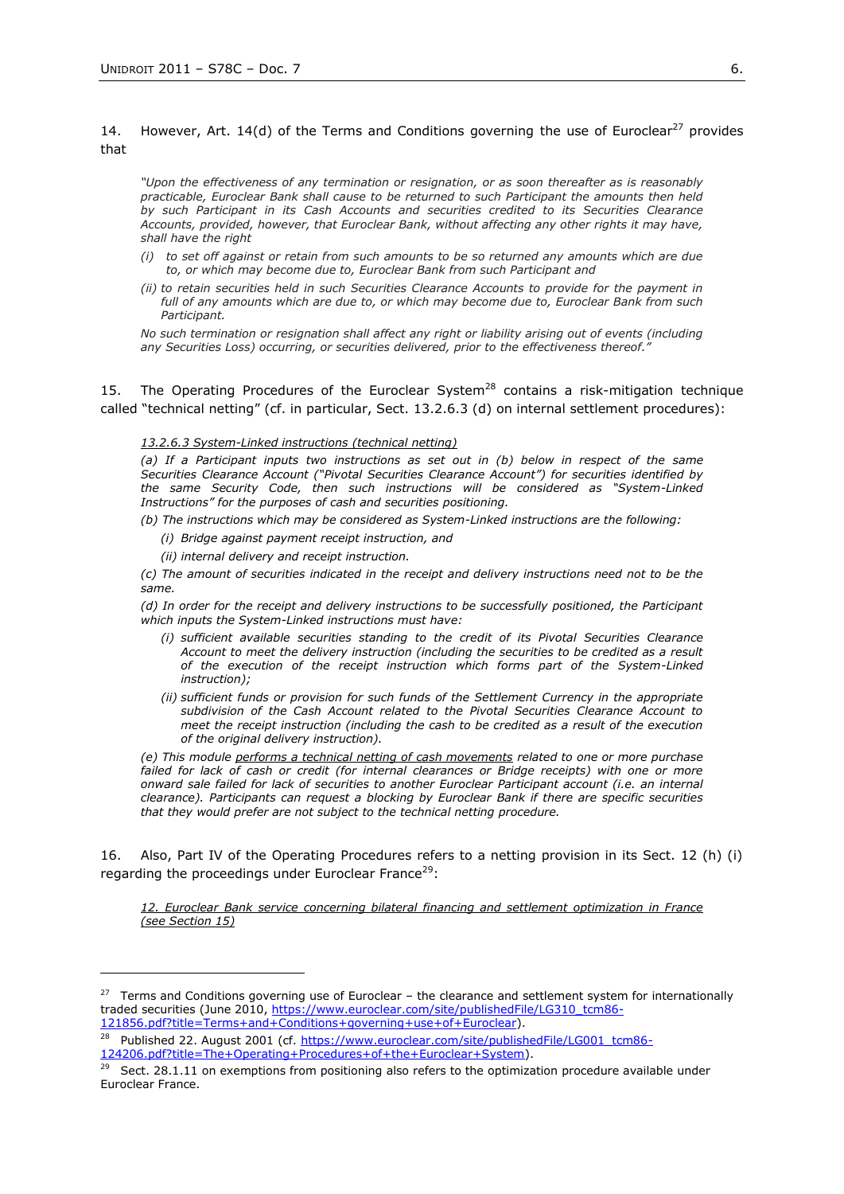14. However, Art. 14(d) of the Terms and Conditions governing the use of Euroclear[27] provides that

> *"Upon the effectiveness of any termination or resignation, or as soon thereafter as is reasonably practicable, Euroclear Bank shall cause to be returned to such Participant the amounts then held by such Participant in its Cash Accounts and securities credited to its Securities Clearance Accounts, provided, however, that Euroclear Bank, without affecting any other rights it may have, shall have the right*
>
> *(i) to set off against or retain from such amounts to be so returned any amounts which are due to, or which may become due to, Euroclear Bank from such Participant and*
>
> *(ii) to retain securities held in such Securities Clearance Accounts to provide for the payment in full of any amounts which are due to, or which may become due to, Euroclear Bank from such Participant.*
>
> *No such termination or resignation shall affect any right or liability arising out of events (including any Securities Loss) occurring, or securities delivered, prior to the effectiveness thereof."*

15. The Operating Procedures of the Euroclear System[28] contains a risk-mitigation technique called "technical netting" (cf. in particular, Sect. 13.2.6.3 (d) on internal settlement procedures):

> *<u>13.2.6.3 System-Linked instructions (technical netting)</u>*
>
> *(a) If a Participant inputs two instructions as set out in (b) below in respect of the same Securities Clearance Account ("Pivotal Securities Clearance Account") for securities identified by the same Security Code, then such instructions will be considered as "System-Linked Instructions" for the purposes of cash and securities positioning.*
>
> *(b) The instructions which may be considered as System-Linked instructions are the following:*
>
> *(i) Bridge against payment receipt instruction, and*
>
> *(ii) internal delivery and receipt instruction.*
>
> *(c) The amount of securities indicated in the receipt and delivery instructions need not to be the same.*
>
> *(d) In order for the receipt and delivery instructions to be successfully positioned, the Participant which inputs the System-Linked instructions must have:*
>
> *(i) sufficient available securities standing to the credit of its Pivotal Securities Clearance Account to meet the delivery instruction (including the securities to be credited as a result of the execution of the receipt instruction which forms part of the System-Linked instruction);*
>
> *(ii) sufficient funds or provision for such funds of the Settlement Currency in the appropriate subdivision of the Cash Account related to the Pivotal Securities Clearance Account to meet the receipt instruction (including the cash to be credited as a result of the execution of the original delivery instruction).*
>
> *(e) This module <u>performs a technical netting of cash movements</u> related to one or more purchase failed for lack of cash or credit (for internal clearances or Bridge receipts) with one or more onward sale failed for lack of securities to another Euroclear Participant account (i.e. an internal clearance). Participants can request a blocking by Euroclear Bank if there are specific securities that they would prefer are not subject to the technical netting procedure.*

16. Also, Part IV of the Operating Procedures refers to a netting provision in its Sect. 12 (h) (i) regarding the proceedings under Euroclear France[29]:

> *<u>12. Euroclear Bank service concerning bilateral financing and settlement optimization in France (see Section 15)</u>*

---

[27] Terms and Conditions governing use of Euroclear – the clearance and settlement system for internationally traded securities (June 2010, https://www.euroclear.com/site/publishedFile/LG310_tcm86-121856.pdf?title=Terms+and+Conditions+governing+use+of+Euroclear).

[28] Published 22. August 2001 (cf. https://www.euroclear.com/site/publishedFile/LG001_tcm86-124206.pdf?title=The+Operating+Procedures+of+the+Euroclear+System).

[29] Sect. 28.1.11 on exemptions from positioning also refers to the optimization procedure available under Euroclear France.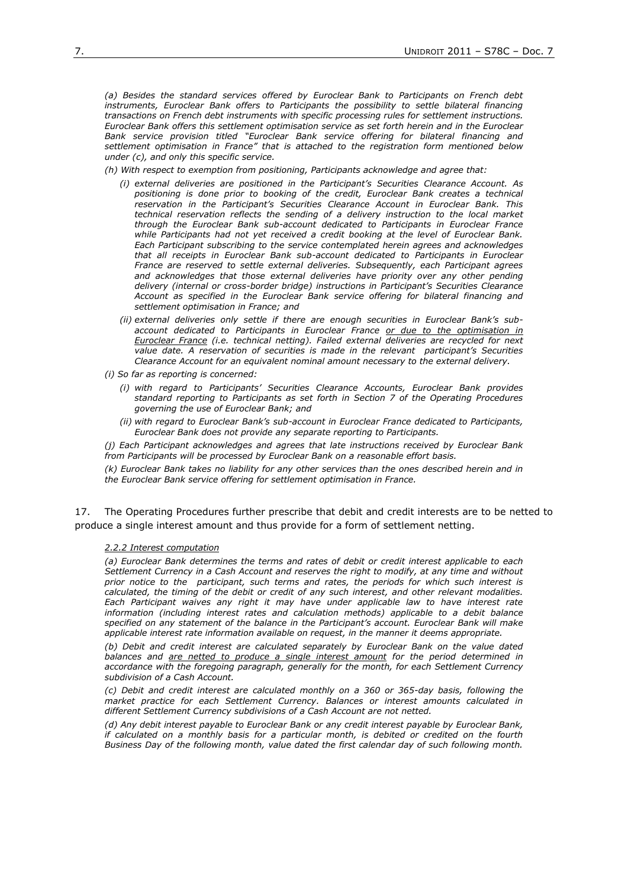*(a) Besides the standard services offered by Euroclear Bank to Participants on French debt instruments, Euroclear Bank offers to Participants the possibility to settle bilateral financing transactions on French debt instruments with specific processing rules for settlement instructions. Euroclear Bank offers this settlement optimisation service as set forth herein and in the Euroclear Bank service provision titled "Euroclear Bank service offering for bilateral financing and settlement optimisation in France" that is attached to the registration form mentioned below under (c), and only this specific service.*

*(h) With respect to exemption from positioning, Participants acknowledge and agree that:*

*(i) external deliveries are positioned in the Participant's Securities Clearance Account. As positioning is done prior to booking of the credit, Euroclear Bank creates a technical reservation in the Participant's Securities Clearance Account in Euroclear Bank. This technical reservation reflects the sending of a delivery instruction to the local market through the Euroclear Bank sub-account dedicated to Participants in Euroclear France while Participants had not yet received a credit booking at the level of Euroclear Bank. Each Participant subscribing to the service contemplated herein agrees and acknowledges that all receipts in Euroclear Bank sub-account dedicated to Participants in Euroclear France are reserved to settle external deliveries. Subsequently, each Participant agrees and acknowledges that those external deliveries have priority over any other pending delivery (internal or cross-border bridge) instructions in Participant's Securities Clearance Account as specified in the Euroclear Bank service offering for bilateral financing and settlement optimisation in France; and*

*(ii) external deliveries only settle if there are enough securities in Euroclear Bank's sub-account dedicated to Participants in Euroclear France <u>or due to the optimisation in Euroclear France</u> (i.e. technical netting). Failed external deliveries are recycled for next value date. A reservation of securities is made in the relevant participant's Securities Clearance Account for an equivalent nominal amount necessary to the external delivery.*

*(i) So far as reporting is concerned:*

*(i) with regard to Participants' Securities Clearance Accounts, Euroclear Bank provides standard reporting to Participants as set forth in Section 7 of the Operating Procedures governing the use of Euroclear Bank; and*

*(ii) with regard to Euroclear Bank's sub-account in Euroclear France dedicated to Participants, Euroclear Bank does not provide any separate reporting to Participants.*

*(j) Each Participant acknowledges and agrees that late instructions received by Euroclear Bank from Participants will be processed by Euroclear Bank on a reasonable effort basis.*

*(k) Euroclear Bank takes no liability for any other services than the ones described herein and in the Euroclear Bank service offering for settlement optimisation in France.*

17. The Operating Procedures further prescribe that debit and credit interests are to be netted to produce a single interest amount and thus provide for a form of settlement netting.

*<u>2.2.2 Interest computation</u>*

*(a) Euroclear Bank determines the terms and rates of debit or credit interest applicable to each Settlement Currency in a Cash Account and reserves the right to modify, at any time and without prior notice to the participant, such terms and rates, the periods for which such interest is calculated, the timing of the debit or credit of any such interest, and other relevant modalities. Each Participant waives any right it may have under applicable law to have interest rate information (including interest rates and calculation methods) applicable to a debit balance specified on any statement of the balance in the Participant's account. Euroclear Bank will make applicable interest rate information available on request, in the manner it deems appropriate.*

*(b) Debit and credit interest are calculated separately by Euroclear Bank on the value dated balances and <u>are netted to produce a single interest amount</u> for the period determined in accordance with the foregoing paragraph, generally for the month, for each Settlement Currency subdivision of a Cash Account.*

*(c) Debit and credit interest are calculated monthly on a 360 or 365-day basis, following the market practice for each Settlement Currency. Balances or interest amounts calculated in different Settlement Currency subdivisions of a Cash Account are not netted.*

*(d) Any debit interest payable to Euroclear Bank or any credit interest payable by Euroclear Bank, if calculated on a monthly basis for a particular month, is debited or credited on the fourth Business Day of the following month, value dated the first calendar day of such following month.*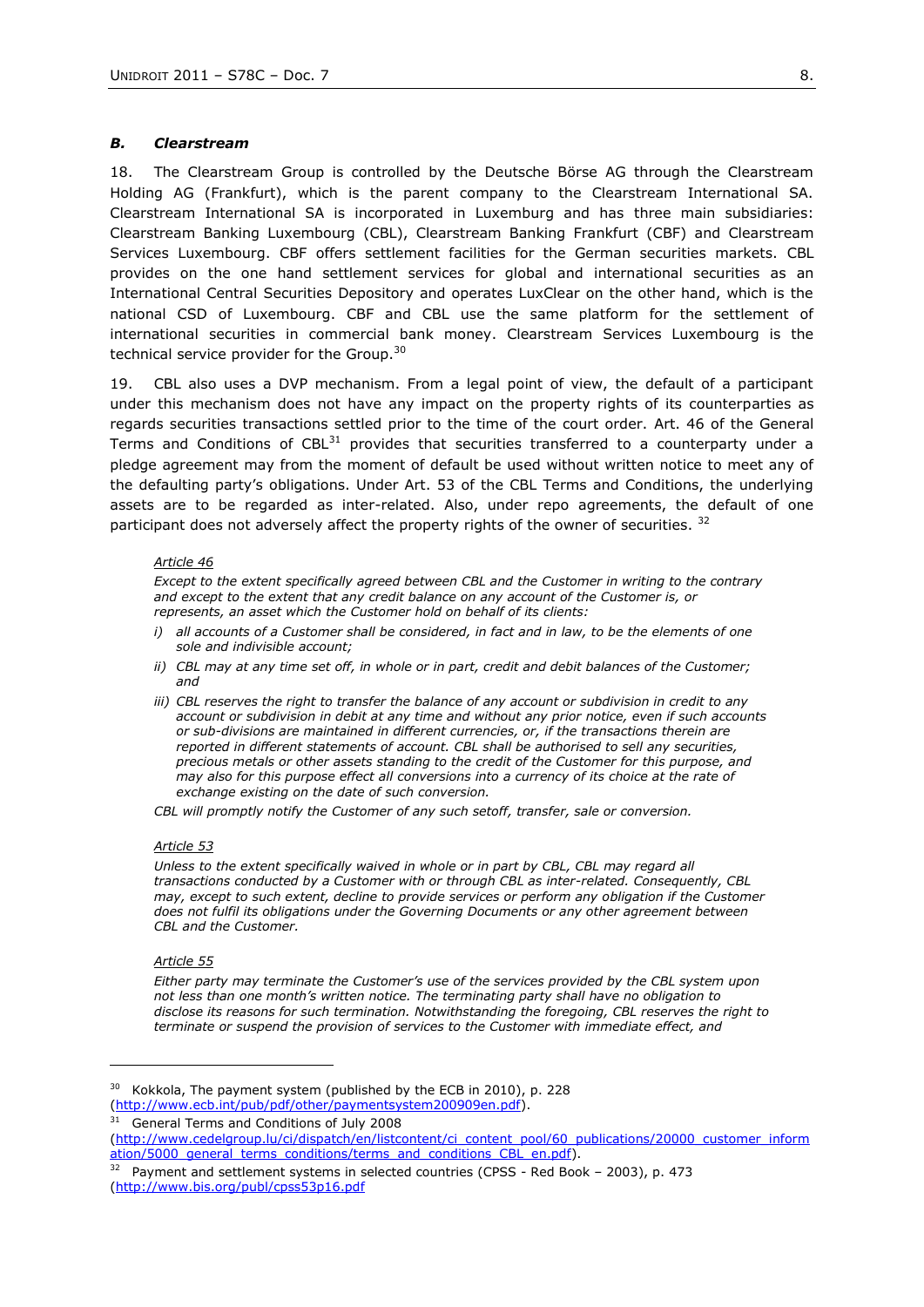### *B. Clearstream*

18. The Clearstream Group is controlled by the Deutsche Börse AG through the Clearstream Holding AG (Frankfurt), which is the parent company to the Clearstream International SA. Clearstream International SA is incorporated in Luxemburg and has three main subsidiaries: Clearstream Banking Luxembourg (CBL), Clearstream Banking Frankfurt (CBF) and Clearstream Services Luxembourg. CBF offers settlement facilities for the German securities markets. CBL provides on the one hand settlement services for global and international securities as an International Central Securities Depository and operates LuxClear on the other hand, which is the national CSD of Luxembourg. CBF and CBL use the same platform for the settlement of international securities in commercial bank money. Clearstream Services Luxembourg is the technical service provider for the Group.[30]

19. CBL also uses a DVP mechanism. From a legal point of view, the default of a participant under this mechanism does not have any impact on the property rights of its counterparties as regards securities transactions settled prior to the time of the court order. Art. 46 of the General Terms and Conditions of CBL[31] provides that securities transferred to a counterparty under a pledge agreement may from the moment of default be used without written notice to meet any of the defaulting party's obligations. Under Art. 53 of the CBL Terms and Conditions, the underlying assets are to be regarded as inter-related. Also, under repo agreements, the default of one participant does not adversely affect the property rights of the owner of securities. [32]

> *Article 46*
>
> *Except to the extent specifically agreed between CBL and the Customer in writing to the contrary and except to the extent that any credit balance on any account of the Customer is, or represents, an asset which the Customer hold on behalf of its clients:*
>
> *i) all accounts of a Customer shall be considered, in fact and in law, to be the elements of one sole and indivisible account;*
>
> *ii) CBL may at any time set off, in whole or in part, credit and debit balances of the Customer; and*
>
> *iii) CBL reserves the right to transfer the balance of any account or subdivision in credit to any account or subdivision in debit at any time and without any prior notice, even if such accounts or sub-divisions are maintained in different currencies, or, if the transactions therein are reported in different statements of account. CBL shall be authorised to sell any securities, precious metals or other assets standing to the credit of the Customer for this purpose, and may also for this purpose effect all conversions into a currency of its choice at the rate of exchange existing on the date of such conversion.*
>
> *CBL will promptly notify the Customer of any such setoff, transfer, sale or conversion.*
>
> *Article 53*
>
> *Unless to the extent specifically waived in whole or in part by CBL, CBL may regard all transactions conducted by a Customer with or through CBL as inter-related. Consequently, CBL may, except to such extent, decline to provide services or perform any obligation if the Customer does not fulfil its obligations under the Governing Documents or any other agreement between CBL and the Customer.*
>
> *Article 55*
>
> *Either party may terminate the Customer's use of the services provided by the CBL system upon not less than one month's written notice. The terminating party shall have no obligation to disclose its reasons for such termination. Notwithstanding the foregoing, CBL reserves the right to terminate or suspend the provision of services to the Customer with immediate effect, and*

---

[30] Kokkola, The payment system (published by the ECB in 2010), p. 228 (http://www.ecb.int/pub/pdf/other/paymentsystem200909en.pdf).

[31] General Terms and Conditions of July 2008 (http://www.cedelgroup.lu/ci/dispatch/en/listcontent/ci_content_pool/60_publications/20000_customer_information/5000_general_terms_conditions/terms_and_conditions_CBL_en.pdf).

[32] Payment and settlement systems in selected countries (CPSS - Red Book – 2003), p. 473 (http://www.bis.org/publ/cpss53p16.pdf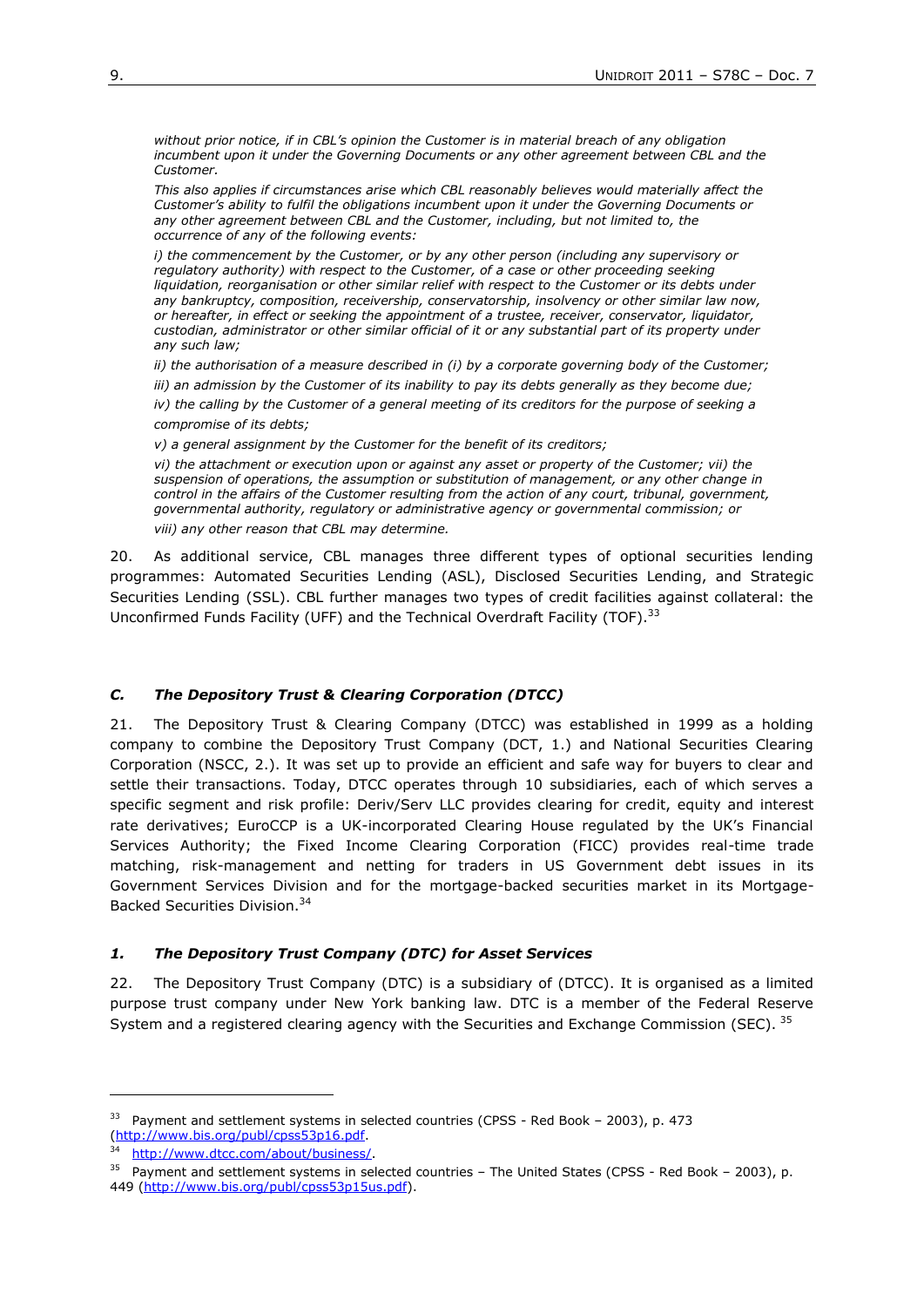*without prior notice, if in CBL's opinion the Customer is in material breach of any obligation incumbent upon it under the Governing Documents or any other agreement between CBL and the Customer.*

*This also applies if circumstances arise which CBL reasonably believes would materially affect the Customer's ability to fulfil the obligations incumbent upon it under the Governing Documents or any other agreement between CBL and the Customer, including, but not limited to, the occurrence of any of the following events:*

*i) the commencement by the Customer, or by any other person (including any supervisory or regulatory authority) with respect to the Customer, of a case or other proceeding seeking liquidation, reorganisation or other similar relief with respect to the Customer or its debts under any bankruptcy, composition, receivership, conservatorship, insolvency or other similar law now, or hereafter, in effect or seeking the appointment of a trustee, receiver, conservator, liquidator, custodian, administrator or other similar official of it or any substantial part of its property under any such law;*

*ii) the authorisation of a measure described in (i) by a corporate governing body of the Customer;*

*iii) an admission by the Customer of its inability to pay its debts generally as they become due;*

*iv) the calling by the Customer of a general meeting of its creditors for the purpose of seeking a compromise of its debts;*

*v) a general assignment by the Customer for the benefit of its creditors;*

*vi) the attachment or execution upon or against any asset or property of the Customer; vii) the suspension of operations, the assumption or substitution of management, or any other change in control in the affairs of the Customer resulting from the action of any court, tribunal, government, governmental authority, regulatory or administrative agency or governmental commission; or*

*viii) any other reason that CBL may determine.*

20. As additional service, CBL manages three different types of optional securities lending programmes: Automated Securities Lending (ASL), Disclosed Securities Lending, and Strategic Securities Lending (SSL). CBL further manages two types of credit facilities against collateral: the Unconfirmed Funds Facility (UFF) and the Technical Overdraft Facility (TOF).[33]

### *C. The Depository Trust & Clearing Corporation (DTCC)*

21. The Depository Trust & Clearing Company (DTCC) was established in 1999 as a holding company to combine the Depository Trust Company (DCT, 1.) and National Securities Clearing Corporation (NSCC, 2.). It was set up to provide an efficient and safe way for buyers to clear and settle their transactions. Today, DTCC operates through 10 subsidiaries, each of which serves a specific segment and risk profile: Deriv/Serv LLC provides clearing for credit, equity and interest rate derivatives; EuroCCP is a UK-incorporated Clearing House regulated by the UK's Financial Services Authority; the Fixed Income Clearing Corporation (FICC) provides real-time trade matching, risk-management and netting for traders in US Government debt issues in its Government Services Division and for the mortgage-backed securities market in its Mortgage-Backed Securities Division.[34]

#### *1. The Depository Trust Company (DTC) for Asset Services*

22. The Depository Trust Company (DTC) is a subsidiary of (DTCC). It is organised as a limited purpose trust company under New York banking law. DTC is a member of the Federal Reserve System and a registered clearing agency with the Securities and Exchange Commission (SEC). [35]

---

[33] Payment and settlement systems in selected countries (CPSS - Red Book – 2003), p. 473 (http://www.bis.org/publ/cpss53p16.pdf.

[34] http://www.dtcc.com/about/business/.

[35] Payment and settlement systems in selected countries – The United States (CPSS - Red Book – 2003), p. 449 (http://www.bis.org/publ/cpss53p15us.pdf).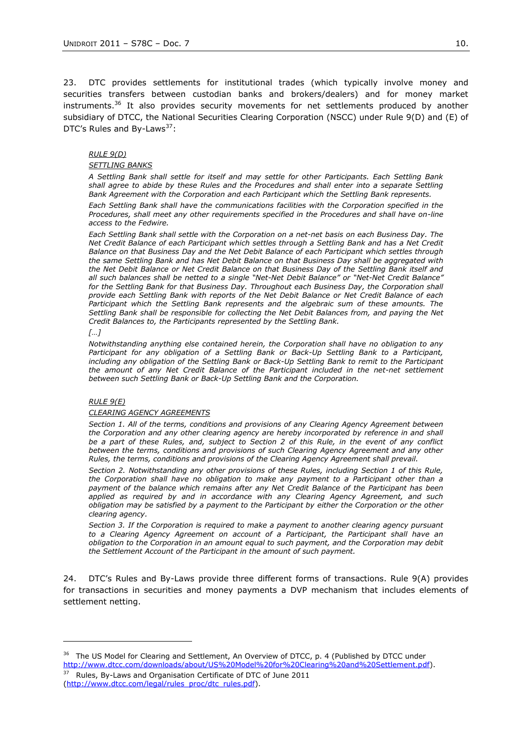23. DTC provides settlements for institutional trades (which typically involve money and securities transfers between custodian banks and brokers/dealers) and for money market instruments.[36] It also provides security movements for net settlements produced by another subsidiary of DTCC, the National Securities Clearing Corporation (NSCC) under Rule 9(D) and (E) of DTC's Rules and By-Laws[37]:

> *RULE 9(D)*
>
> *SETTLING BANKS*
>
> *A Settling Bank shall settle for itself and may settle for other Participants. Each Settling Bank shall agree to abide by these Rules and the Procedures and shall enter into a separate Settling Bank Agreement with the Corporation and each Participant which the Settling Bank represents.*
>
> *Each Settling Bank shall have the communications facilities with the Corporation specified in the Procedures, shall meet any other requirements specified in the Procedures and shall have on-line access to the Fedwire.*
>
> *Each Settling Bank shall settle with the Corporation on a net-net basis on each Business Day. The Net Credit Balance of each Participant which settles through a Settling Bank and has a Net Credit Balance on that Business Day and the Net Debit Balance of each Participant which settles through the same Settling Bank and has Net Debit Balance on that Business Day shall be aggregated with the Net Debit Balance or Net Credit Balance on that Business Day of the Settling Bank itself and all such balances shall be netted to a single "Net-Net Debit Balance" or "Net-Net Credit Balance" for the Settling Bank for that Business Day. Throughout each Business Day, the Corporation shall provide each Settling Bank with reports of the Net Debit Balance or Net Credit Balance of each Participant which the Settling Bank represents and the algebraic sum of these amounts. The Settling Bank shall be responsible for collecting the Net Debit Balances from, and paying the Net Credit Balances to, the Participants represented by the Settling Bank.*
>
> *[…]*
>
> *Notwithstanding anything else contained herein, the Corporation shall have no obligation to any Participant for any obligation of a Settling Bank or Back-Up Settling Bank to a Participant, including any obligation of the Settling Bank or Back-Up Settling Bank to remit to the Participant the amount of any Net Credit Balance of the Participant included in the net-net settlement between such Settling Bank or Back-Up Settling Bank and the Corporation.*
>
> *RULE 9(E)*
>
> *CLEARING AGENCY AGREEMENTS*
>
> *Section 1. All of the terms, conditions and provisions of any Clearing Agency Agreement between the Corporation and any other clearing agency are hereby incorporated by reference in and shall be a part of these Rules, and, subject to Section 2 of this Rule, in the event of any conflict between the terms, conditions and provisions of such Clearing Agency Agreement and any other Rules, the terms, conditions and provisions of the Clearing Agency Agreement shall prevail.*
>
> *Section 2. Notwithstanding any other provisions of these Rules, including Section 1 of this Rule, the Corporation shall have no obligation to make any payment to a Participant other than a payment of the balance which remains after any Net Credit Balance of the Participant has been applied as required by and in accordance with any Clearing Agency Agreement, and such obligation may be satisfied by a payment to the Participant by either the Corporation or the other clearing agency.*
>
> *Section 3. If the Corporation is required to make a payment to another clearing agency pursuant to a Clearing Agency Agreement on account of a Participant, the Participant shall have an obligation to the Corporation in an amount equal to such payment, and the Corporation may debit the Settlement Account of the Participant in the amount of such payment.*

24. DTC's Rules and By-Laws provide three different forms of transactions. Rule 9(A) provides for transactions in securities and money payments a DVP mechanism that includes elements of settlement netting.

---

[36] The US Model for Clearing and Settlement, An Overview of DTCC, p. 4 (Published by DTCC under http://www.dtcc.com/downloads/about/US%20Model%20for%20Clearing%20and%20Settlement.pdf).

[37] Rules, By-Laws and Organisation Certificate of DTC of June 2011 (http://www.dtcc.com/legal/rules_proc/dtc_rules.pdf).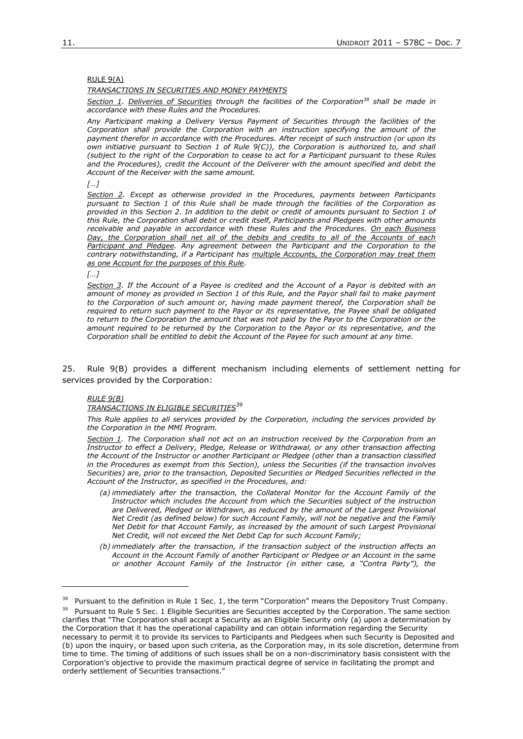RULE 9(A)

*TRANSACTIONS IN SECURITIES AND MONEY PAYMENTS*

*Section 1. Deliveries of Securities through the facilities of the Corporation*[38] *shall be made in accordance with these Rules and the Procedures.*

*Any Participant making a Delivery Versus Payment of Securities through the facilities of the Corporation shall provide the Corporation with an instruction specifying the amount of the payment therefor in accordance with the Procedures. After receipt of such instruction (or upon its own initiative pursuant to Section 1 of Rule 9(C)), the Corporation is authorized to, and shall (subject to the right of the Corporation to cease to act for a Participant pursuant to these Rules and the Procedures), credit the Account of the Deliverer with the amount specified and debit the Account of the Receiver with the same amount.*

*[…]*

*Section 2. Except as otherwise provided in the Procedures, payments between Participants pursuant to Section 1 of this Rule shall be made through the facilities of the Corporation as provided in this Section 2. In addition to the debit or credit of amounts pursuant to Section 1 of this Rule, the Corporation shall debit or credit itself, Participants and Pledgees with other amounts receivable and payable in accordance with these Rules and the Procedures. On each Business Day, the Corporation shall net all of the debits and credits to all of the Accounts of each Participant and Pledgee. Any agreement between the Participant and the Corporation to the contrary notwithstanding, if a Participant has multiple Accounts, the Corporation may treat them as one Account for the purposes of this Rule.*

*[…]*

*Section 3. If the Account of a Payee is credited and the Account of a Payor is debited with an amount of money as provided in Section 1 of this Rule, and the Payor shall fail to make payment to the Corporation of such amount or, having made payment thereof, the Corporation shall be required to return such payment to the Payor or its representative, the Payee shall be obligated to return to the Corporation the amount that was not paid by the Payor to the Corporation or the amount required to be returned by the Corporation to the Payor or its representative, and the Corporation shall be entitled to debit the Account of the Payee for such amount at any time.*

25. Rule 9(B) provides a different mechanism including elements of settlement netting for services provided by the Corporation:

*RULE 9(B)*

*TRANSACTIONS IN ELIGIBLE SECURITIES*[39]

*This Rule applies to all services provided by the Corporation, including the services provided by the Corporation in the MMI Program.*

*Section 1. The Corporation shall not act on an instruction received by the Corporation from an Instructor to effect a Delivery, Pledge, Release or Withdrawal, or any other transaction affecting the Account of the Instructor or another Participant or Pledgee (other than a transaction classified in the Procedures as exempt from this Section), unless the Securities (if the transaction involves Securities) are, prior to the transaction, Deposited Securities or Pledged Securities reflected in the Account of the Instructor, as specified in the Procedures, and:*

- *(a) immediately after the transaction, the Collateral Monitor for the Account Family of the Instructor which includes the Account from which the Securities subject of the instruction are Delivered, Pledged or Withdrawn, as reduced by the amount of the Largest Provisional Net Credit (as defined below) for such Account Family, will not be negative and the Family Net Debit for that Account Family, as increased by the amount of such Largest Provisional Net Credit, will not exceed the Net Debit Cap for such Account Family;*
- *(b) immediately after the transaction, if the transaction subject of the instruction affects an Account in the Account Family of another Participant or Pledgee or an Account in the same or another Account Family of the Instructor (in either case, a "Contra Party"), the*

---

[38] Pursuant to the definition in Rule 1 Sec. 1, the term "Corporation" means the Depository Trust Company.

[39] Pursuant to Rule 5 Sec. 1 Eligible Securities are Securities accepted by the Corporation. The same section clarifies that "The Corporation shall accept a Security as an Eligible Security only (a) upon a determination by the Corporation that it has the operational capability and can obtain information regarding the Security necessary to permit it to provide its services to Participants and Pledgees when such Security is Deposited and (b) upon the inquiry, or based upon such criteria, as the Corporation may, in its sole discretion, determine from time to time. The timing of additions of such issues shall be on a non-discriminatory basis consistent with the Corporation's objective to provide the maximum practical degree of service in facilitating the prompt and orderly settlement of Securities transactions."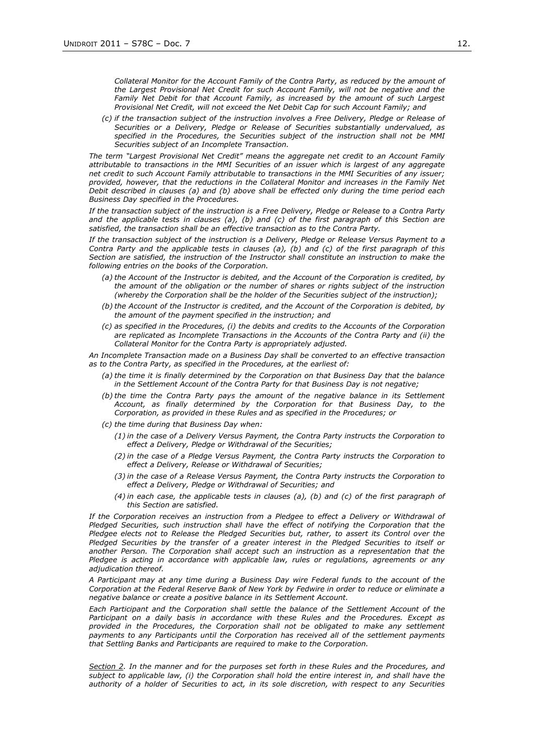*Collateral Monitor for the Account Family of the Contra Party, as reduced by the amount of the Largest Provisional Net Credit for such Account Family, will not be negative and the Family Net Debit for that Account Family, as increased by the amount of such Largest Provisional Net Credit, will not exceed the Net Debit Cap for such Account Family; and*

*(c) if the transaction subject of the instruction involves a Free Delivery, Pledge or Release of Securities or a Delivery, Pledge or Release of Securities substantially undervalued, as specified in the Procedures, the Securities subject of the instruction shall not be MMI Securities subject of an Incomplete Transaction.*

*The term "Largest Provisional Net Credit" means the aggregate net credit to an Account Family attributable to transactions in the MMI Securities of an issuer which is largest of any aggregate net credit to such Account Family attributable to transactions in the MMI Securities of any issuer; provided, however, that the reductions in the Collateral Monitor and increases in the Family Net Debit described in clauses (a) and (b) above shall be effected only during the time period each Business Day specified in the Procedures.*

*If the transaction subject of the instruction is a Free Delivery, Pledge or Release to a Contra Party and the applicable tests in clauses (a), (b) and (c) of the first paragraph of this Section are satisfied, the transaction shall be an effective transaction as to the Contra Party.*

*If the transaction subject of the instruction is a Delivery, Pledge or Release Versus Payment to a Contra Party and the applicable tests in clauses (a), (b) and (c) of the first paragraph of this Section are satisfied, the instruction of the Instructor shall constitute an instruction to make the following entries on the books of the Corporation.*

*(a) the Account of the Instructor is debited, and the Account of the Corporation is credited, by the amount of the obligation or the number of shares or rights subject of the instruction (whereby the Corporation shall be the holder of the Securities subject of the instruction);*

*(b) the Account of the Instructor is credited, and the Account of the Corporation is debited, by the amount of the payment specified in the instruction; and*

*(c) as specified in the Procedures, (i) the debits and credits to the Accounts of the Corporation are replicated as Incomplete Transactions in the Accounts of the Contra Party and (ii) the Collateral Monitor for the Contra Party is appropriately adjusted.*

*An Incomplete Transaction made on a Business Day shall be converted to an effective transaction as to the Contra Party, as specified in the Procedures, at the earliest of:*

*(a) the time it is finally determined by the Corporation on that Business Day that the balance in the Settlement Account of the Contra Party for that Business Day is not negative;*

*(b) the time the Contra Party pays the amount of the negative balance in its Settlement Account, as finally determined by the Corporation for that Business Day, to the Corporation, as provided in these Rules and as specified in the Procedures; or*

*(c) the time during that Business Day when:*

*(1) in the case of a Delivery Versus Payment, the Contra Party instructs the Corporation to effect a Delivery, Pledge or Withdrawal of the Securities;*

*(2) in the case of a Pledge Versus Payment, the Contra Party instructs the Corporation to effect a Delivery, Release or Withdrawal of Securities;*

*(3) in the case of a Release Versus Payment, the Contra Party instructs the Corporation to effect a Delivery, Pledge or Withdrawal of Securities; and*

*(4) in each case, the applicable tests in clauses (a), (b) and (c) of the first paragraph of this Section are satisfied.*

*If the Corporation receives an instruction from a Pledgee to effect a Delivery or Withdrawal of Pledged Securities, such instruction shall have the effect of notifying the Corporation that the Pledgee elects not to Release the Pledged Securities but, rather, to assert its Control over the Pledged Securities by the transfer of a greater interest in the Pledged Securities to itself or another Person. The Corporation shall accept such an instruction as a representation that the Pledgee is acting in accordance with applicable law, rules or regulations, agreements or any adjudication thereof.*

*A Participant may at any time during a Business Day wire Federal funds to the account of the Corporation at the Federal Reserve Bank of New York by Fedwire in order to reduce or eliminate a negative balance or create a positive balance in its Settlement Account.*

*Each Participant and the Corporation shall settle the balance of the Settlement Account of the Participant on a daily basis in accordance with these Rules and the Procedures. Except as provided in the Procedures, the Corporation shall not be obligated to make any settlement payments to any Participants until the Corporation has received all of the settlement payments that Settling Banks and Participants are required to make to the Corporation.*

*<u>Section 2</u>. In the manner and for the purposes set forth in these Rules and the Procedures, and subject to applicable law, (i) the Corporation shall hold the entire interest in, and shall have the authority of a holder of Securities to act, in its sole discretion, with respect to any Securities*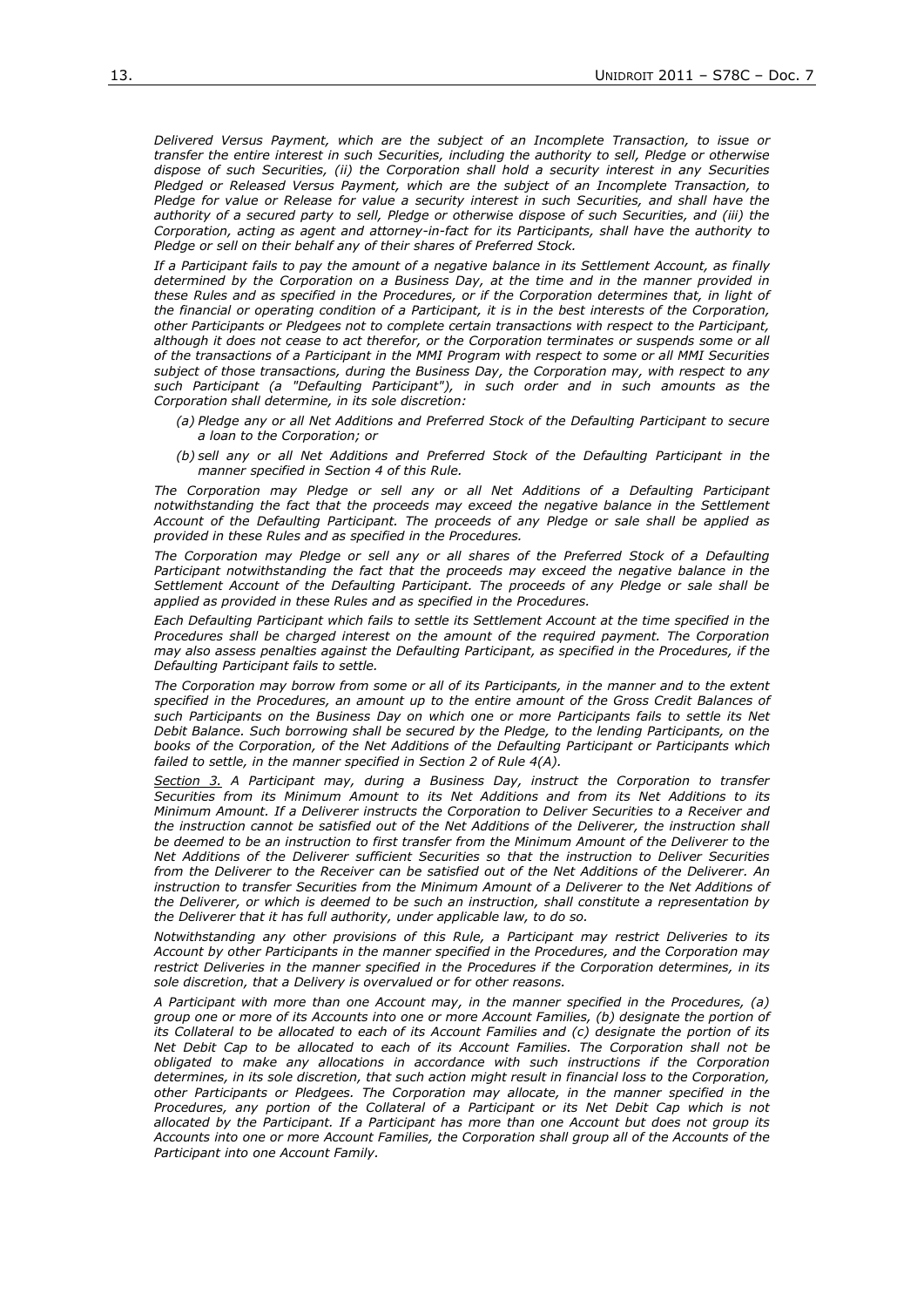*Delivered Versus Payment, which are the subject of an Incomplete Transaction, to issue or transfer the entire interest in such Securities, including the authority to sell, Pledge or otherwise dispose of such Securities, (ii) the Corporation shall hold a security interest in any Securities Pledged or Released Versus Payment, which are the subject of an Incomplete Transaction, to Pledge for value or Release for value a security interest in such Securities, and shall have the authority of a secured party to sell, Pledge or otherwise dispose of such Securities, and (iii) the Corporation, acting as agent and attorney-in-fact for its Participants, shall have the authority to Pledge or sell on their behalf any of their shares of Preferred Stock.*

*If a Participant fails to pay the amount of a negative balance in its Settlement Account, as finally determined by the Corporation on a Business Day, at the time and in the manner provided in these Rules and as specified in the Procedures, or if the Corporation determines that, in light of the financial or operating condition of a Participant, it is in the best interests of the Corporation, other Participants or Pledgees not to complete certain transactions with respect to the Participant, although it does not cease to act therefor, or the Corporation terminates or suspends some or all of the transactions of a Participant in the MMI Program with respect to some or all MMI Securities subject of those transactions, during the Business Day, the Corporation may, with respect to any such Participant (a "Defaulting Participant"), in such order and in such amounts as the Corporation shall determine, in its sole discretion:*

*(a) Pledge any or all Net Additions and Preferred Stock of the Defaulting Participant to secure a loan to the Corporation; or*

*(b) sell any or all Net Additions and Preferred Stock of the Defaulting Participant in the manner specified in Section 4 of this Rule.*

*The Corporation may Pledge or sell any or all Net Additions of a Defaulting Participant notwithstanding the fact that the proceeds may exceed the negative balance in the Settlement Account of the Defaulting Participant. The proceeds of any Pledge or sale shall be applied as provided in these Rules and as specified in the Procedures.*

*The Corporation may Pledge or sell any or all shares of the Preferred Stock of a Defaulting Participant notwithstanding the fact that the proceeds may exceed the negative balance in the Settlement Account of the Defaulting Participant. The proceeds of any Pledge or sale shall be applied as provided in these Rules and as specified in the Procedures.*

*Each Defaulting Participant which fails to settle its Settlement Account at the time specified in the Procedures shall be charged interest on the amount of the required payment. The Corporation may also assess penalties against the Defaulting Participant, as specified in the Procedures, if the Defaulting Participant fails to settle.*

*The Corporation may borrow from some or all of its Participants, in the manner and to the extent specified in the Procedures, an amount up to the entire amount of the Gross Credit Balances of such Participants on the Business Day on which one or more Participants fails to settle its Net Debit Balance. Such borrowing shall be secured by the Pledge, to the lending Participants, on the books of the Corporation, of the Net Additions of the Defaulting Participant or Participants which failed to settle, in the manner specified in Section 2 of Rule 4(A).*

*<u>Section 3.</u> A Participant may, during a Business Day, instruct the Corporation to transfer Securities from its Minimum Amount to its Net Additions and from its Net Additions to its Minimum Amount. If a Deliverer instructs the Corporation to Deliver Securities to a Receiver and the instruction cannot be satisfied out of the Net Additions of the Deliverer, the instruction shall be deemed to be an instruction to first transfer from the Minimum Amount of the Deliverer to the Net Additions of the Deliverer sufficient Securities so that the instruction to Deliver Securities from the Deliverer to the Receiver can be satisfied out of the Net Additions of the Deliverer. An instruction to transfer Securities from the Minimum Amount of a Deliverer to the Net Additions of the Deliverer, or which is deemed to be such an instruction, shall constitute a representation by the Deliverer that it has full authority, under applicable law, to do so.*

*Notwithstanding any other provisions of this Rule, a Participant may restrict Deliveries to its Account by other Participants in the manner specified in the Procedures, and the Corporation may restrict Deliveries in the manner specified in the Procedures if the Corporation determines, in its sole discretion, that a Delivery is overvalued or for other reasons.*

*A Participant with more than one Account may, in the manner specified in the Procedures, (a) group one or more of its Accounts into one or more Account Families, (b) designate the portion of its Collateral to be allocated to each of its Account Families and (c) designate the portion of its Net Debit Cap to be allocated to each of its Account Families. The Corporation shall not be obligated to make any allocations in accordance with such instructions if the Corporation determines, in its sole discretion, that such action might result in financial loss to the Corporation, other Participants or Pledgees. The Corporation may allocate, in the manner specified in the Procedures, any portion of the Collateral of a Participant or its Net Debit Cap which is not allocated by the Participant. If a Participant has more than one Account but does not group its Accounts into one or more Account Families, the Corporation shall group all of the Accounts of the Participant into one Account Family.*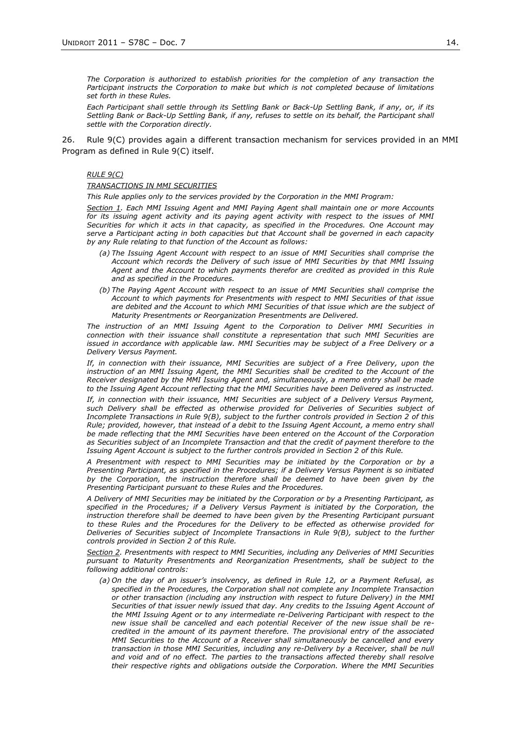*The Corporation is authorized to establish priorities for the completion of any transaction the Participant instructs the Corporation to make but which is not completed because of limitations set forth in these Rules.*

*Each Participant shall settle through its Settling Bank or Back-Up Settling Bank, if any, or, if its Settling Bank or Back-Up Settling Bank, if any, refuses to settle on its behalf, the Participant shall settle with the Corporation directly.*

26. Rule 9(C) provides again a different transaction mechanism for services provided in an MMI Program as defined in Rule 9(C) itself.

*RULE 9(C)*

*TRANSACTIONS IN MMI SECURITIES*

*This Rule applies only to the services provided by the Corporation in the MMI Program:*

*Section 1. Each MMI Issuing Agent and MMI Paying Agent shall maintain one or more Accounts for its issuing agent activity and its paying agent activity with respect to the issues of MMI Securities for which it acts in that capacity, as specified in the Procedures. One Account may serve a Participant acting in both capacities but that Account shall be governed in each capacity by any Rule relating to that function of the Account as follows:*

*(a) The Issuing Agent Account with respect to an issue of MMI Securities shall comprise the Account which records the Delivery of such issue of MMI Securities by that MMI Issuing Agent and the Account to which payments therefor are credited as provided in this Rule and as specified in the Procedures.*

*(b) The Paying Agent Account with respect to an issue of MMI Securities shall comprise the Account to which payments for Presentments with respect to MMI Securities of that issue are debited and the Account to which MMI Securities of that issue which are the subject of Maturity Presentments or Reorganization Presentments are Delivered.*

*The instruction of an MMI Issuing Agent to the Corporation to Deliver MMI Securities in connection with their issuance shall constitute a representation that such MMI Securities are issued in accordance with applicable law. MMI Securities may be subject of a Free Delivery or a Delivery Versus Payment.*

*If, in connection with their issuance, MMI Securities are subject of a Free Delivery, upon the instruction of an MMI Issuing Agent, the MMI Securities shall be credited to the Account of the Receiver designated by the MMI Issuing Agent and, simultaneously, a memo entry shall be made to the Issuing Agent Account reflecting that the MMI Securities have been Delivered as instructed.*

*If, in connection with their issuance, MMI Securities are subject of a Delivery Versus Payment, such Delivery shall be effected as otherwise provided for Deliveries of Securities subject of Incomplete Transactions in Rule 9(B), subject to the further controls provided in Section 2 of this Rule; provided, however, that instead of a debit to the Issuing Agent Account, a memo entry shall be made reflecting that the MMI Securities have been entered on the Account of the Corporation as Securities subject of an Incomplete Transaction and that the credit of payment therefore to the Issuing Agent Account is subject to the further controls provided in Section 2 of this Rule.*

*A Presentment with respect to MMI Securities may be initiated by the Corporation or by a Presenting Participant, as specified in the Procedures; if a Delivery Versus Payment is so initiated by the Corporation, the instruction therefore shall be deemed to have been given by the Presenting Participant pursuant to these Rules and the Procedures.*

*A Delivery of MMI Securities may be initiated by the Corporation or by a Presenting Participant, as specified in the Procedures; if a Delivery Versus Payment is initiated by the Corporation, the instruction therefore shall be deemed to have been given by the Presenting Participant pursuant to these Rules and the Procedures for the Delivery to be effected as otherwise provided for Deliveries of Securities subject of Incomplete Transactions in Rule 9(B), subject to the further controls provided in Section 2 of this Rule.*

*Section 2. Presentments with respect to MMI Securities, including any Deliveries of MMI Securities pursuant to Maturity Presentments and Reorganization Presentments, shall be subject to the following additional controls:*

*(a) On the day of an issuer's insolvency, as defined in Rule 12, or a Payment Refusal, as specified in the Procedures, the Corporation shall not complete any Incomplete Transaction or other transaction (including any instruction with respect to future Delivery) in the MMI Securities of that issuer newly issued that day. Any credits to the Issuing Agent Account of the MMI Issuing Agent or to any intermediate re-Delivering Participant with respect to the new issue shall be cancelled and each potential Receiver of the new issue shall be re-credited in the amount of its payment therefore. The provisional entry of the associated MMI Securities to the Account of a Receiver shall simultaneously be cancelled and every transaction in those MMI Securities, including any re-Delivery by a Receiver, shall be null and void and of no effect. The parties to the transactions affected thereby shall resolve their respective rights and obligations outside the Corporation. Where the MMI Securities*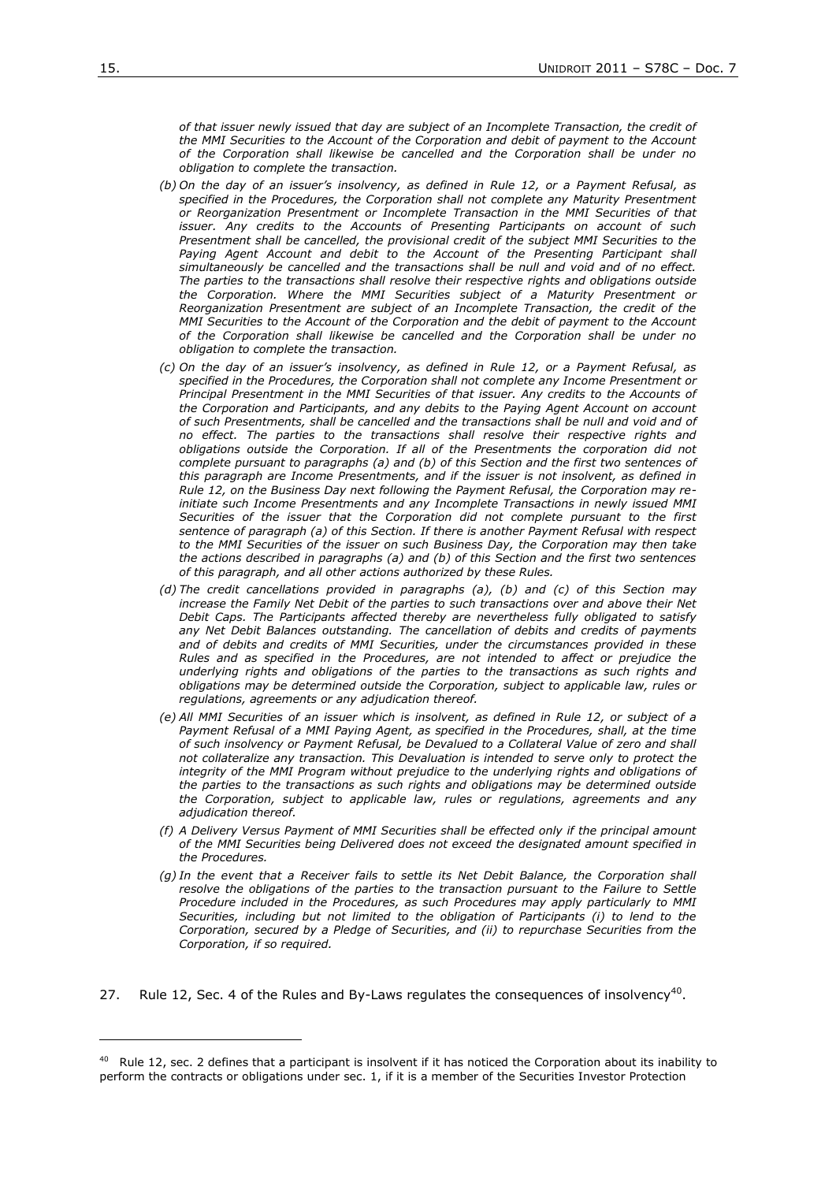*of that issuer newly issued that day are subject of an Incomplete Transaction, the credit of the MMI Securities to the Account of the Corporation and debit of payment to the Account of the Corporation shall likewise be cancelled and the Corporation shall be under no obligation to complete the transaction.*

*(b) On the day of an issuer's insolvency, as defined in Rule 12, or a Payment Refusal, as specified in the Procedures, the Corporation shall not complete any Maturity Presentment or Reorganization Presentment or Incomplete Transaction in the MMI Securities of that issuer. Any credits to the Accounts of Presenting Participants on account of such Presentment shall be cancelled, the provisional credit of the subject MMI Securities to the Paying Agent Account and debit to the Account of the Presenting Participant shall simultaneously be cancelled and the transactions shall be null and void and of no effect. The parties to the transactions shall resolve their respective rights and obligations outside the Corporation. Where the MMI Securities subject of a Maturity Presentment or Reorganization Presentment are subject of an Incomplete Transaction, the credit of the MMI Securities to the Account of the Corporation and the debit of payment to the Account of the Corporation shall likewise be cancelled and the Corporation shall be under no obligation to complete the transaction.*

*(c) On the day of an issuer's insolvency, as defined in Rule 12, or a Payment Refusal, as specified in the Procedures, the Corporation shall not complete any Income Presentment or Principal Presentment in the MMI Securities of that issuer. Any credits to the Accounts of the Corporation and Participants, and any debits to the Paying Agent Account on account of such Presentments, shall be cancelled and the transactions shall be null and void and of no effect. The parties to the transactions shall resolve their respective rights and obligations outside the Corporation. If all of the Presentments the corporation did not complete pursuant to paragraphs (a) and (b) of this Section and the first two sentences of this paragraph are Income Presentments, and if the issuer is not insolvent, as defined in Rule 12, on the Business Day next following the Payment Refusal, the Corporation may re-initiate such Income Presentments and any Incomplete Transactions in newly issued MMI Securities of the issuer that the Corporation did not complete pursuant to the first sentence of paragraph (a) of this Section. If there is another Payment Refusal with respect to the MMI Securities of the issuer on such Business Day, the Corporation may then take the actions described in paragraphs (a) and (b) of this Section and the first two sentences of this paragraph, and all other actions authorized by these Rules.*

*(d) The credit cancellations provided in paragraphs (a), (b) and (c) of this Section may increase the Family Net Debit of the parties to such transactions over and above their Net Debit Caps. The Participants affected thereby are nevertheless fully obligated to satisfy any Net Debit Balances outstanding. The cancellation of debits and credits of payments and of debits and credits of MMI Securities, under the circumstances provided in these Rules and as specified in the Procedures, are not intended to affect or prejudice the underlying rights and obligations of the parties to the transactions as such rights and obligations may be determined outside the Corporation, subject to applicable law, rules or regulations, agreements or any adjudication thereof.*

*(e) All MMI Securities of an issuer which is insolvent, as defined in Rule 12, or subject of a Payment Refusal of a MMI Paying Agent, as specified in the Procedures, shall, at the time of such insolvency or Payment Refusal, be Devalued to a Collateral Value of zero and shall not collateralize any transaction. This Devaluation is intended to serve only to protect the integrity of the MMI Program without prejudice to the underlying rights and obligations of the parties to the transactions as such rights and obligations may be determined outside the Corporation, subject to applicable law, rules or regulations, agreements and any adjudication thereof.*

*(f) A Delivery Versus Payment of MMI Securities shall be effected only if the principal amount of the MMI Securities being Delivered does not exceed the designated amount specified in the Procedures.*

*(g) In the event that a Receiver fails to settle its Net Debit Balance, the Corporation shall resolve the obligations of the parties to the transaction pursuant to the Failure to Settle Procedure included in the Procedures, as such Procedures may apply particularly to MMI Securities, including but not limited to the obligation of Participants (i) to lend to the Corporation, secured by a Pledge of Securities, and (ii) to repurchase Securities from the Corporation, if so required.*

27. Rule 12, Sec. 4 of the Rules and By-Laws regulates the consequences of insolvency[40].

---

[40] Rule 12, sec. 2 defines that a participant is insolvent if it has noticed the Corporation about its inability to perform the contracts or obligations under sec. 1, if it is a member of the Securities Investor Protection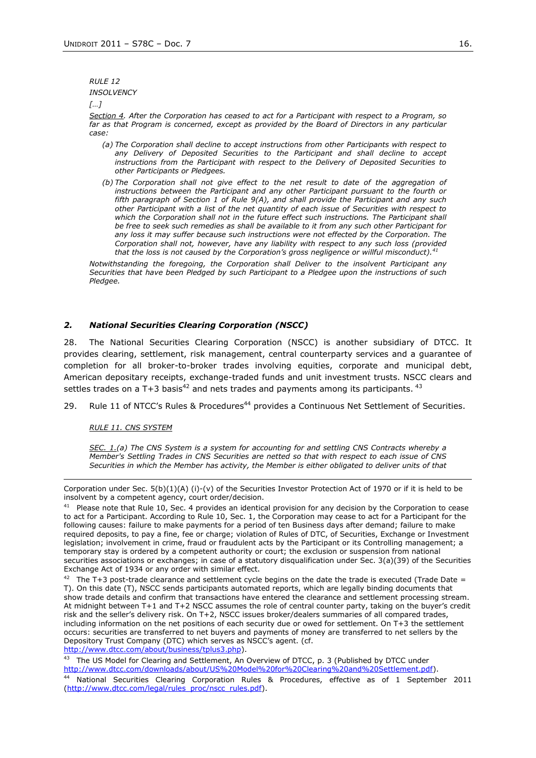*RULE 12*
*INSOLVENCY*
*[…]*

*Section 4. After the Corporation has ceased to act for a Participant with respect to a Program, so far as that Program is concerned, except as provided by the Board of Directors in any particular case:*

- *(a) The Corporation shall decline to accept instructions from other Participants with respect to any Delivery of Deposited Securities to the Participant and shall decline to accept instructions from the Participant with respect to the Delivery of Deposited Securities to other Participants or Pledgees.*
- *(b) The Corporation shall not give effect to the net result to date of the aggregation of instructions between the Participant and any other Participant pursuant to the fourth or fifth paragraph of Section 1 of Rule 9(A), and shall provide the Participant and any such other Participant with a list of the net quantity of each issue of Securities with respect to which the Corporation shall not in the future effect such instructions. The Participant shall be free to seek such remedies as shall be available to it from any such other Participant for any loss it may suffer because such instructions were not effected by the Corporation. The Corporation shall not, however, have any liability with respect to any such loss (provided that the loss is not caused by the Corporation's gross negligence or willful misconduct).[41]*

*Notwithstanding the foregoing, the Corporation shall Deliver to the insolvent Participant any Securities that have been Pledged by such Participant to a Pledgee upon the instructions of such Pledgee.*

### *2. National Securities Clearing Corporation (NSCC)*

28. The National Securities Clearing Corporation (NSCC) is another subsidiary of DTCC. It provides clearing, settlement, risk management, central counterparty services and a guarantee of completion for all broker-to-broker trades involving equities, corporate and municipal debt, American depositary receipts, exchange-traded funds and unit investment trusts. NSCC clears and settles trades on a T+3 basis[42] and nets trades and payments among its participants. [43]

29. Rule 11 of NTCC's Rules & Procedures[44] provides a Continuous Net Settlement of Securities.

*RULE 11. CNS SYSTEM*

*SEC. 1.(a) The CNS System is a system for accounting for and settling CNS Contracts whereby a Member's Settling Trades in CNS Securities are netted so that with respect to each issue of CNS Securities in which the Member has activity, the Member is either obligated to deliver units of that*

---

Corporation under Sec. 5(b)(1)(A) (i)-(v) of the Securities Investor Protection Act of 1970 or if it is held to be insolvent by a competent agency, court order/decision.

[41] Please note that Rule 10, Sec. 4 provides an identical provision for any decision by the Corporation to cease to act for a Participant. According to Rule 10, Sec. 1, the Corporation may cease to act for a Participant for the following causes: failure to make payments for a period of ten Business days after demand; failure to make required deposits, to pay a fine, fee or charge; violation of Rules of DTC, of Securities, Exchange or Investment legislation; involvement in crime, fraud or fraudulent acts by the Participant or its Controlling management; a temporary stay is ordered by a competent authority or court; the exclusion or suspension from national securities associations or exchanges; in case of a statutory disqualification under Sec. 3(a)(39) of the Securities Exchange Act of 1934 or any order with similar effect.

[42] The T+3 post-trade clearance and settlement cycle begins on the date the trade is executed (Trade Date = T). On this date (T), NSCC sends participants automated reports, which are legally binding documents that show trade details and confirm that transactions have entered the clearance and settlement processing stream. At midnight between T+1 and T+2 NSCC assumes the role of central counter party, taking on the buyer's credit risk and the seller's delivery risk. On T+2, NSCC issues broker/dealers summaries of all compared trades, including information on the net positions of each security due or owed for settlement. On T+3 the settlement occurs: securities are transferred to net buyers and payments of money are transferred to net sellers by the Depository Trust Company (DTC) which serves as NSCC's agent. (cf. http://www.dtcc.com/about/business/tplus3.php).

[43] The US Model for Clearing and Settlement, An Overview of DTCC, p. 3 (Published by DTCC under http://www.dtcc.com/downloads/about/US%20Model%20for%20Clearing%20and%20Settlement.pdf).

[44] National Securities Clearing Corporation Rules & Procedures, effective as of 1 September 2011 (http://www.dtcc.com/legal/rules_proc/nscc_rules.pdf).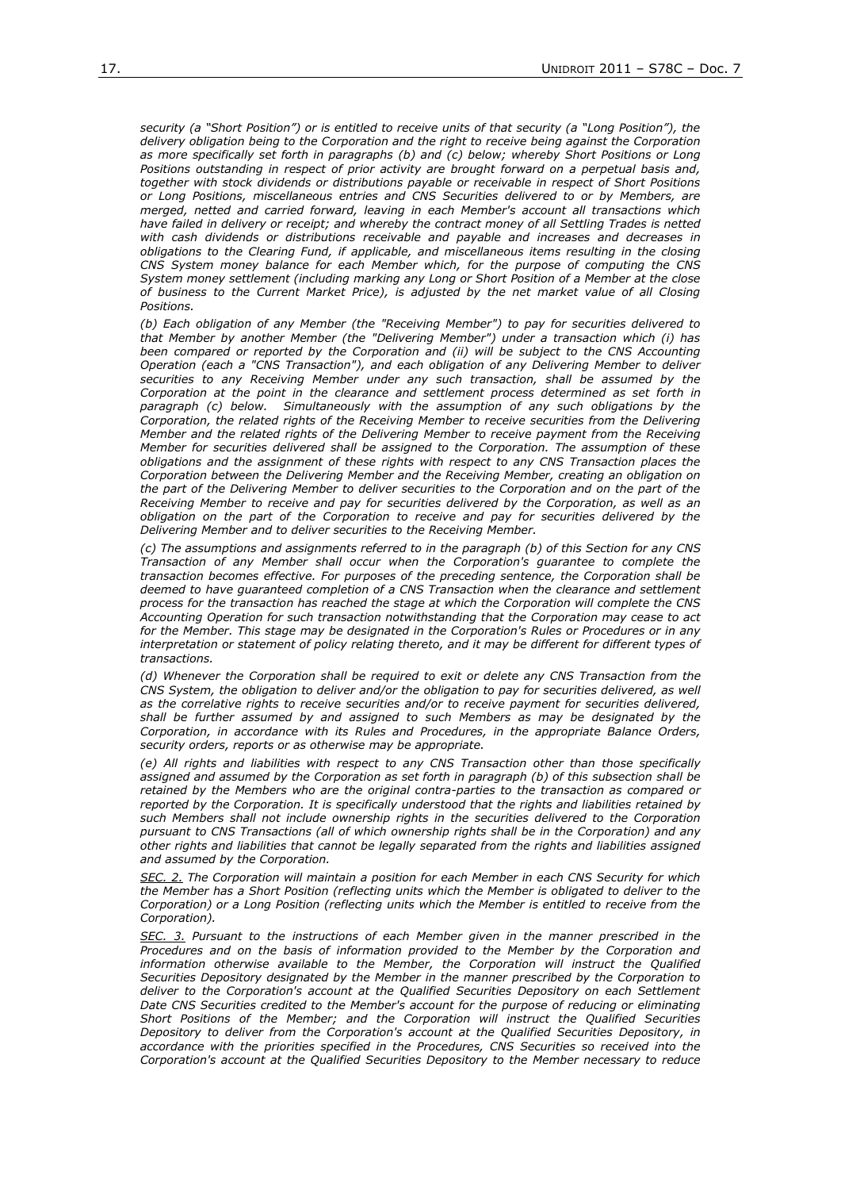*security (a "Short Position") or is entitled to receive units of that security (a "Long Position"), the delivery obligation being to the Corporation and the right to receive being against the Corporation as more specifically set forth in paragraphs (b) and (c) below; whereby Short Positions or Long Positions outstanding in respect of prior activity are brought forward on a perpetual basis and, together with stock dividends or distributions payable or receivable in respect of Short Positions or Long Positions, miscellaneous entries and CNS Securities delivered to or by Members, are merged, netted and carried forward, leaving in each Member's account all transactions which have failed in delivery or receipt; and whereby the contract money of all Settling Trades is netted with cash dividends or distributions receivable and payable and increases and decreases in obligations to the Clearing Fund, if applicable, and miscellaneous items resulting in the closing CNS System money balance for each Member which, for the purpose of computing the CNS System money settlement (including marking any Long or Short Position of a Member at the close of business to the Current Market Price), is adjusted by the net market value of all Closing Positions.*

*(b) Each obligation of any Member (the "Receiving Member") to pay for securities delivered to that Member by another Member (the "Delivering Member") under a transaction which (i) has been compared or reported by the Corporation and (ii) will be subject to the CNS Accounting Operation (each a "CNS Transaction"), and each obligation of any Delivering Member to deliver securities to any Receiving Member under any such transaction, shall be assumed by the Corporation at the point in the clearance and settlement process determined as set forth in paragraph (c) below. Simultaneously with the assumption of any such obligations by the Corporation, the related rights of the Receiving Member to receive securities from the Delivering Member and the related rights of the Delivering Member to receive payment from the Receiving Member for securities delivered shall be assigned to the Corporation. The assumption of these obligations and the assignment of these rights with respect to any CNS Transaction places the Corporation between the Delivering Member and the Receiving Member, creating an obligation on the part of the Delivering Member to deliver securities to the Corporation and on the part of the Receiving Member to receive and pay for securities delivered by the Corporation, as well as an obligation on the part of the Corporation to receive and pay for securities delivered by the Delivering Member and to deliver securities to the Receiving Member.*

*(c) The assumptions and assignments referred to in the paragraph (b) of this Section for any CNS Transaction of any Member shall occur when the Corporation's guarantee to complete the transaction becomes effective. For purposes of the preceding sentence, the Corporation shall be deemed to have guaranteed completion of a CNS Transaction when the clearance and settlement process for the transaction has reached the stage at which the Corporation will complete the CNS Accounting Operation for such transaction notwithstanding that the Corporation may cease to act for the Member. This stage may be designated in the Corporation's Rules or Procedures or in any interpretation or statement of policy relating thereto, and it may be different for different types of transactions.*

*(d) Whenever the Corporation shall be required to exit or delete any CNS Transaction from the CNS System, the obligation to deliver and/or the obligation to pay for securities delivered, as well as the correlative rights to receive securities and/or to receive payment for securities delivered, shall be further assumed by and assigned to such Members as may be designated by the Corporation, in accordance with its Rules and Procedures, in the appropriate Balance Orders, security orders, reports or as otherwise may be appropriate.*

*(e) All rights and liabilities with respect to any CNS Transaction other than those specifically assigned and assumed by the Corporation as set forth in paragraph (b) of this subsection shall be retained by the Members who are the original contra-parties to the transaction as compared or reported by the Corporation. It is specifically understood that the rights and liabilities retained by such Members shall not include ownership rights in the securities delivered to the Corporation pursuant to CNS Transactions (all of which ownership rights shall be in the Corporation) and any other rights and liabilities that cannot be legally separated from the rights and liabilities assigned and assumed by the Corporation.*

*SEC. 2. The Corporation will maintain a position for each Member in each CNS Security for which the Member has a Short Position (reflecting units which the Member is obligated to deliver to the Corporation) or a Long Position (reflecting units which the Member is entitled to receive from the Corporation).*

*SEC. 3. Pursuant to the instructions of each Member given in the manner prescribed in the Procedures and on the basis of information provided to the Member by the Corporation and information otherwise available to the Member, the Corporation will instruct the Qualified Securities Depository designated by the Member in the manner prescribed by the Corporation to deliver to the Corporation's account at the Qualified Securities Depository on each Settlement Date CNS Securities credited to the Member's account for the purpose of reducing or eliminating Short Positions of the Member; and the Corporation will instruct the Qualified Securities Depository to deliver from the Corporation's account at the Qualified Securities Depository, in accordance with the priorities specified in the Procedures, CNS Securities so received into the Corporation's account at the Qualified Securities Depository to the Member necessary to reduce*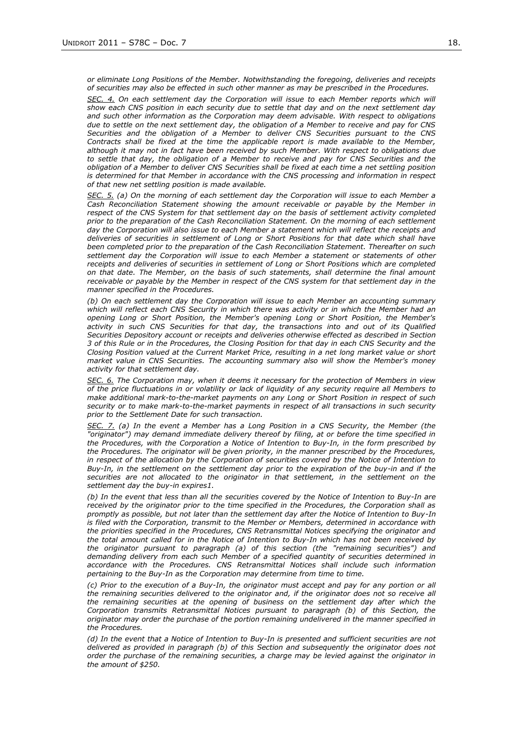*or eliminate Long Positions of the Member. Notwithstanding the foregoing, deliveries and receipts of securities may also be effected in such other manner as may be prescribed in the Procedures.*

*<u>SEC. 4.</u> On each settlement day the Corporation will issue to each Member reports which will show each CNS position in each security due to settle that day and on the next settlement day and such other information as the Corporation may deem advisable. With respect to obligations due to settle on the next settlement day, the obligation of a Member to receive and pay for CNS Securities and the obligation of a Member to deliver CNS Securities pursuant to the CNS Contracts shall be fixed at the time the applicable report is made available to the Member, although it may not in fact have been received by such Member. With respect to obligations due to settle that day, the obligation of a Member to receive and pay for CNS Securities and the obligation of a Member to deliver CNS Securities shall be fixed at each time a net settling position is determined for that Member in accordance with the CNS processing and information in respect of that new net settling position is made available.*

*<u>SEC. 5.</u> (a) On the morning of each settlement day the Corporation will issue to each Member a Cash Reconciliation Statement showing the amount receivable or payable by the Member in respect of the CNS System for that settlement day on the basis of settlement activity completed prior to the preparation of the Cash Reconciliation Statement. On the morning of each settlement day the Corporation will also issue to each Member a statement which will reflect the receipts and deliveries of securities in settlement of Long or Short Positions for that date which shall have been completed prior to the preparation of the Cash Reconciliation Statement. Thereafter on such settlement day the Corporation will issue to each Member a statement or statements of other receipts and deliveries of securities in settlement of Long or Short Positions which are completed on that date. The Member, on the basis of such statements, shall determine the final amount receivable or payable by the Member in respect of the CNS system for that settlement day in the manner specified in the Procedures.*

*(b) On each settlement day the Corporation will issue to each Member an accounting summary which will reflect each CNS Security in which there was activity or in which the Member had an opening Long or Short Position, the Member's opening Long or Short Position, the Member's activity in such CNS Securities for that day, the transactions into and out of its Qualified Securities Depository account or receipts and deliveries otherwise effected as described in Section 3 of this Rule or in the Procedures, the Closing Position for that day in each CNS Security and the Closing Position valued at the Current Market Price, resulting in a net long market value or short market value in CNS Securities. The accounting summary also will show the Member's money activity for that settlement day.*

*<u>SEC. 6.</u> The Corporation may, when it deems it necessary for the protection of Members in view of the price fluctuations in or volatility or lack of liquidity of any security require all Members to make additional mark-to-the-market payments on any Long or Short Position in respect of such security or to make mark-to-the-market payments in respect of all transactions in such security prior to the Settlement Date for such transaction.*

*<u>SEC. 7.</u> (a) In the event a Member has a Long Position in a CNS Security, the Member (the "originator") may demand immediate delivery thereof by filing, at or before the time specified in the Procedures, with the Corporation a Notice of Intention to Buy-In, in the form prescribed by the Procedures. The originator will be given priority, in the manner prescribed by the Procedures, in respect of the allocation by the Corporation of securities covered by the Notice of Intention to Buy-In, in the settlement on the settlement day prior to the expiration of the buy-in and if the securities are not allocated to the originator in that settlement, in the settlement on the settlement day the buy-in expires1.*

*(b) In the event that less than all the securities covered by the Notice of Intention to Buy-In are received by the originator prior to the time specified in the Procedures, the Corporation shall as promptly as possible, but not later than the settlement day after the Notice of Intention to Buy-In is filed with the Corporation, transmit to the Member or Members, determined in accordance with the priorities specified in the Procedures, CNS Retransmittal Notices specifying the originator and the total amount called for in the Notice of Intention to Buy-In which has not been received by the originator pursuant to paragraph (a) of this section (the "remaining securities") and demanding delivery from each such Member of a specified quantity of securities determined in accordance with the Procedures. CNS Retransmittal Notices shall include such information pertaining to the Buy-In as the Corporation may determine from time to time.*

*(c) Prior to the execution of a Buy-In, the originator must accept and pay for any portion or all the remaining securities delivered to the originator and, if the originator does not so receive all the remaining securities at the opening of business on the settlement day after which the Corporation transmits Retransmittal Notices pursuant to paragraph (b) of this Section, the originator may order the purchase of the portion remaining undelivered in the manner specified in the Procedures.*

*(d) In the event that a Notice of Intention to Buy-In is presented and sufficient securities are not delivered as provided in paragraph (b) of this Section and subsequently the originator does not order the purchase of the remaining securities, a charge may be levied against the originator in the amount of $250.*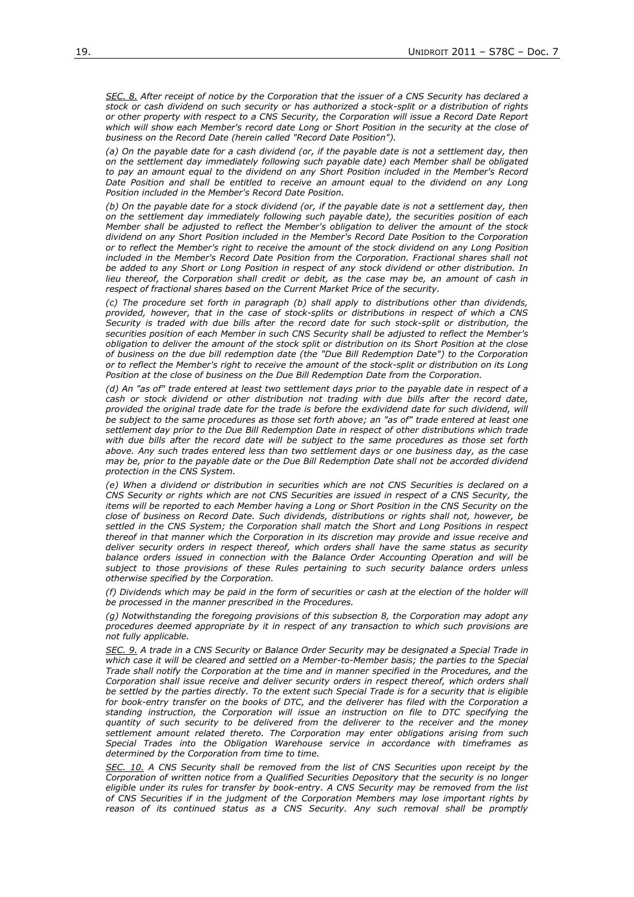*<u>SEC. 8.</u> After receipt of notice by the Corporation that the issuer of a CNS Security has declared a stock or cash dividend on such security or has authorized a stock-split or a distribution of rights or other property with respect to a CNS Security, the Corporation will issue a Record Date Report which will show each Member's record date Long or Short Position in the security at the close of business on the Record Date (herein called "Record Date Position").*

*(a) On the payable date for a cash dividend (or, if the payable date is not a settlement day, then on the settlement day immediately following such payable date) each Member shall be obligated to pay an amount equal to the dividend on any Short Position included in the Member's Record Date Position and shall be entitled to receive an amount equal to the dividend on any Long Position included in the Member's Record Date Position.*

*(b) On the payable date for a stock dividend (or, if the payable date is not a settlement day, then on the settlement day immediately following such payable date), the securities position of each Member shall be adjusted to reflect the Member's obligation to deliver the amount of the stock dividend on any Short Position included in the Member's Record Date Position to the Corporation or to reflect the Member's right to receive the amount of the stock dividend on any Long Position included in the Member's Record Date Position from the Corporation. Fractional shares shall not be added to any Short or Long Position in respect of any stock dividend or other distribution. In lieu thereof, the Corporation shall credit or debit, as the case may be, an amount of cash in respect of fractional shares based on the Current Market Price of the security.*

*(c) The procedure set forth in paragraph (b) shall apply to distributions other than dividends, provided, however, that in the case of stock-splits or distributions in respect of which a CNS Security is traded with due bills after the record date for such stock-split or distribution, the securities position of each Member in such CNS Security shall be adjusted to reflect the Member's obligation to deliver the amount of the stock split or distribution on its Short Position at the close of business on the due bill redemption date (the "Due Bill Redemption Date") to the Corporation or to reflect the Member's right to receive the amount of the stock-split or distribution on its Long Position at the close of business on the Due Bill Redemption Date from the Corporation.*

*(d) An "as of" trade entered at least two settlement days prior to the payable date in respect of a cash or stock dividend or other distribution not trading with due bills after the record date, provided the original trade date for the trade is before the exdividend date for such dividend, will be subject to the same procedures as those set forth above; an "as of" trade entered at least one settlement day prior to the Due Bill Redemption Date in respect of other distributions which trade with due bills after the record date will be subject to the same procedures as those set forth above. Any such trades entered less than two settlement days or one business day, as the case may be, prior to the payable date or the Due Bill Redemption Date shall not be accorded dividend protection in the CNS System.*

*(e) When a dividend or distribution in securities which are not CNS Securities is declared on a CNS Security or rights which are not CNS Securities are issued in respect of a CNS Security, the items will be reported to each Member having a Long or Short Position in the CNS Security on the close of business on Record Date. Such dividends, distributions or rights shall not, however, be settled in the CNS System; the Corporation shall match the Short and Long Positions in respect thereof in that manner which the Corporation in its discretion may provide and issue receive and deliver security orders in respect thereof, which orders shall have the same status as security balance orders issued in connection with the Balance Order Accounting Operation and will be subject to those provisions of these Rules pertaining to such security balance orders unless otherwise specified by the Corporation.*

*(f) Dividends which may be paid in the form of securities or cash at the election of the holder will be processed in the manner prescribed in the Procedures.*

*(g) Notwithstanding the foregoing provisions of this subsection 8, the Corporation may adopt any procedures deemed appropriate by it in respect of any transaction to which such provisions are not fully applicable.*

*<u>SEC. 9.</u> A trade in a CNS Security or Balance Order Security may be designated a Special Trade in which case it will be cleared and settled on a Member-to-Member basis; the parties to the Special Trade shall notify the Corporation at the time and in manner specified in the Procedures, and the Corporation shall issue receive and deliver security orders in respect thereof, which orders shall be settled by the parties directly. To the extent such Special Trade is for a security that is eligible for book-entry transfer on the books of DTC, and the deliverer has filed with the Corporation a standing instruction, the Corporation will issue an instruction on file to DTC specifying the quantity of such security to be delivered from the deliverer to the receiver and the money settlement amount related thereto. The Corporation may enter obligations arising from such Special Trades into the Obligation Warehouse service in accordance with timeframes as determined by the Corporation from time to time.*

*<u>SEC. 10.</u> A CNS Security shall be removed from the list of CNS Securities upon receipt by the Corporation of written notice from a Qualified Securities Depository that the security is no longer eligible under its rules for transfer by book-entry. A CNS Security may be removed from the list of CNS Securities if in the judgment of the Corporation Members may lose important rights by reason of its continued status as a CNS Security. Any such removal shall be promptly*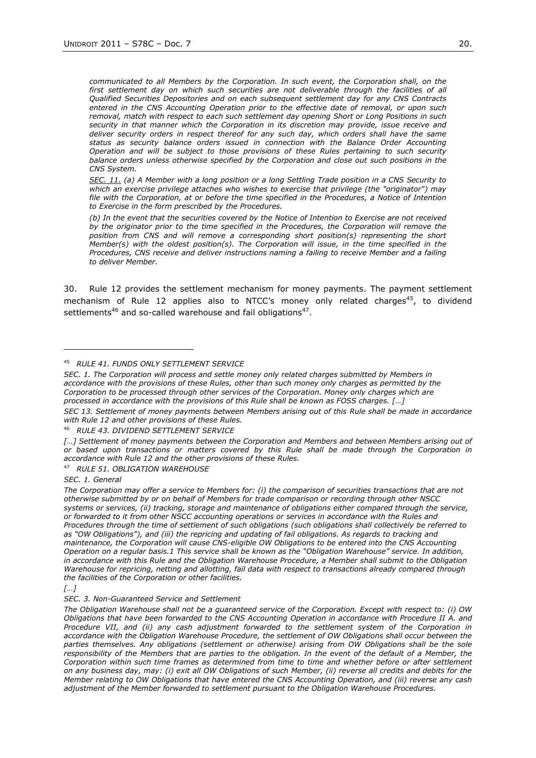*communicated to all Members by the Corporation. In such event, the Corporation shall, on the first settlement day on which such securities are not deliverable through the facilities of all Qualified Securities Depositories and on each subsequent settlement day for any CNS Contracts entered in the CNS Accounting Operation prior to the effective date of removal, or upon such removal, match with respect to each such settlement day opening Short or Long Positions in such security in that manner which the Corporation in its discretion may provide, issue receive and deliver security orders in respect thereof for any such day, which orders shall have the same status as security balance orders issued in connection with the Balance Order Accounting Operation and will be subject to those provisions of these Rules pertaining to such security balance orders unless otherwise specified by the Corporation and close out such positions in the CNS System.*

*SEC. 11. (a) A Member with a long position or a long Settling Trade position in a CNS Security to which an exercise privilege attaches who wishes to exercise that privilege (the "originator") may file with the Corporation, at or before the time specified in the Procedures, a Notice of Intention to Exercise in the form prescribed by the Procedures.*

*(b) In the event that the securities covered by the Notice of Intention to Exercise are not received by the originator prior to the time specified in the Procedures, the Corporation will remove the position from CNS and will remove a corresponding short position(s) representing the short Member(s) with the oldest position(s). The Corporation will issue, in the time specified in the Procedures, CNS receive and deliver instructions naming a failing to receive Member and a failing to deliver Member.*

30. Rule 12 provides the settlement mechanism for money payments. The payment settlement mechanism of Rule 12 applies also to NTCC's money only related charges[45], to dividend settlements[46] and so-called warehouse and fail obligations[47].

---

[45] *RULE 41. FUNDS ONLY SETTLEMENT SERVICE*

*SEC. 1. The Corporation will process and settle money only related charges submitted by Members in accordance with the provisions of these Rules, other than such money only charges as permitted by the Corporation to be processed through other services of the Corporation. Money only charges which are processed in accordance with the provisions of this Rule shall be known as FOSS charges. […]*

*SEC 13. Settlement of money payments between Members arising out of this Rule shall be made in accordance with Rule 12 and other provisions of these Rules.*

[46] *RULE 43. DIVIDEND SETTLEMENT SERVICE*

*[…] Settlement of money payments between the Corporation and Members and between Members arising out of or based upon transactions or matters covered by this Rule shall be made through the Corporation in accordance with Rule 12 and the other provisions of these Rules.*

[47] *RULE 51. OBLIGATION WAREHOUSE*

*SEC. 1. General*

*The Corporation may offer a service to Members for: (i) the comparison of securities transactions that are not otherwise submitted by or on behalf of Members for trade comparison or recording through other NSCC systems or services, (ii) tracking, storage and maintenance of obligations either compared through the service, or forwarded to it from other NSCC accounting operations or services in accordance with the Rules and Procedures through the time of settlement of such obligations (such obligations shall collectively be referred to as "OW Obligations"), and (iii) the repricing and updating of fail obligations. As regards to tracking and maintenance, the Corporation will cause CNS-eligible OW Obligations to be entered into the CNS Accounting Operation on a regular basis.1 This service shall be known as the "Obligation Warehouse" service. In addition, in accordance with this Rule and the Obligation Warehouse Procedure, a Member shall submit to the Obligation Warehouse for repricing, netting and allotting, fail data with respect to transactions already compared through the facilities of the Corporation or other facilities.*

*[…]*

*SEC. 3. Non-Guaranteed Service and Settlement*

*The Obligation Warehouse shall not be a guaranteed service of the Corporation. Except with respect to: (i) OW Obligations that have been forwarded to the CNS Accounting Operation in accordance with Procedure II A. and Procedure VII, and (ii) any cash adjustment forwarded to the settlement system of the Corporation in accordance with the Obligation Warehouse Procedure, the settlement of OW Obligations shall occur between the parties themselves. Any obligations (settlement or otherwise) arising from OW Obligations shall be the sole responsibility of the Members that are parties to the obligation. In the event of the default of a Member, the Corporation within such time frames as determined from time to time and whether before or after settlement on any business day, may: (i) exit all OW Obligations of such Member, (ii) reverse all credits and debits for the Member relating to OW Obligations that have entered the CNS Accounting Operation, and (iii) reverse any cash adjustment of the Member forwarded to settlement pursuant to the Obligation Warehouse Procedures.*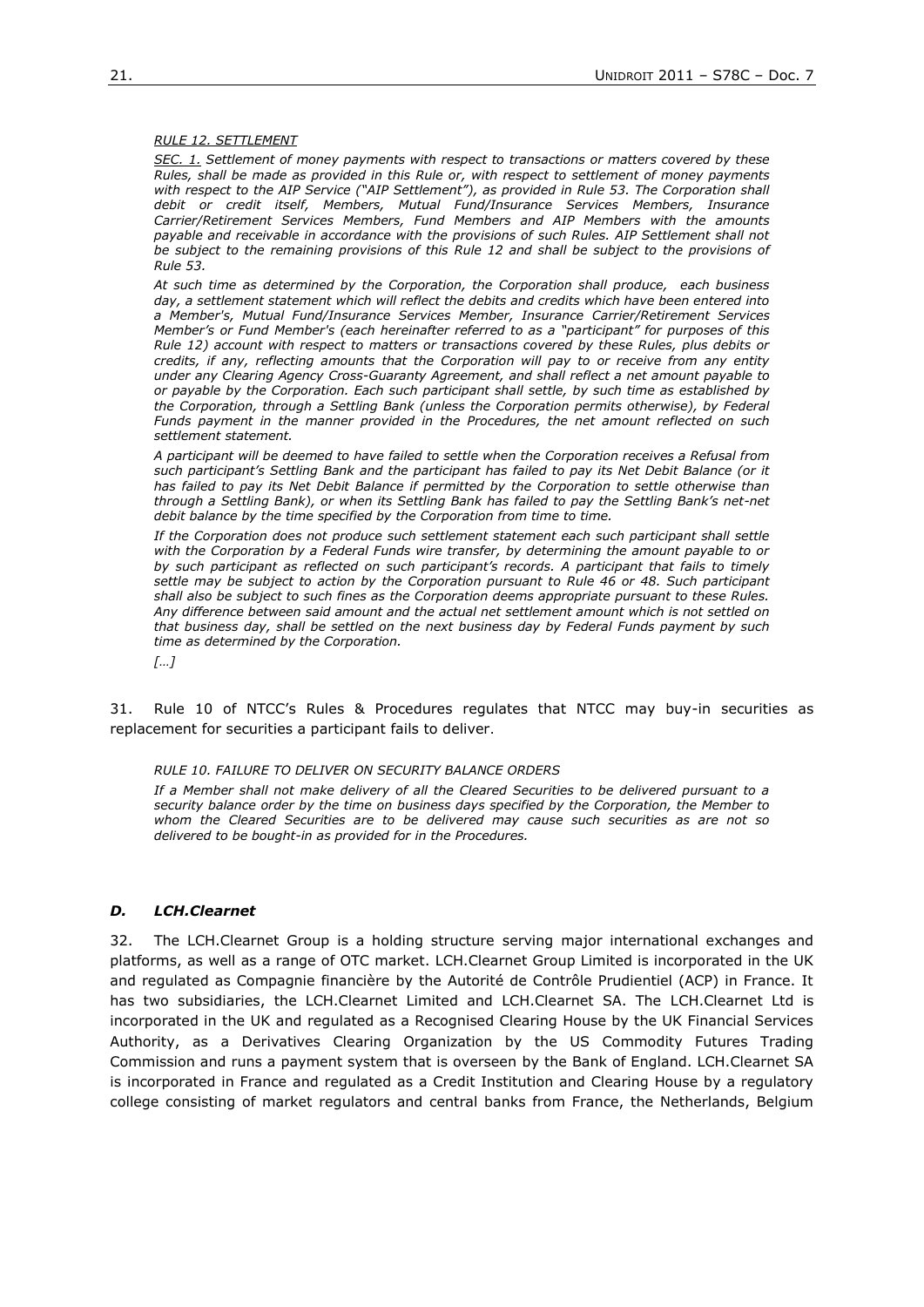*<u>RULE 12. SETTLEMENT</u>*

*<u>SEC. 1.</u> Settlement of money payments with respect to transactions or matters covered by these Rules, shall be made as provided in this Rule or, with respect to settlement of money payments with respect to the AIP Service ("AIP Settlement"), as provided in Rule 53. The Corporation shall debit or credit itself, Members, Mutual Fund/Insurance Services Members, Insurance Carrier/Retirement Services Members, Fund Members and AIP Members with the amounts payable and receivable in accordance with the provisions of such Rules. AIP Settlement shall not be subject to the remaining provisions of this Rule 12 and shall be subject to the provisions of Rule 53.*

*At such time as determined by the Corporation, the Corporation shall produce, each business day, a settlement statement which will reflect the debits and credits which have been entered into a Member's, Mutual Fund/Insurance Services Member, Insurance Carrier/Retirement Services Member's or Fund Member's (each hereinafter referred to as a "participant" for purposes of this Rule 12) account with respect to matters or transactions covered by these Rules, plus debits or credits, if any, reflecting amounts that the Corporation will pay to or receive from any entity under any Clearing Agency Cross-Guaranty Agreement, and shall reflect a net amount payable to or payable by the Corporation. Each such participant shall settle, by such time as established by the Corporation, through a Settling Bank (unless the Corporation permits otherwise), by Federal Funds payment in the manner provided in the Procedures, the net amount reflected on such settlement statement.*

*A participant will be deemed to have failed to settle when the Corporation receives a Refusal from such participant's Settling Bank and the participant has failed to pay its Net Debit Balance (or it has failed to pay its Net Debit Balance if permitted by the Corporation to settle otherwise than through a Settling Bank), or when its Settling Bank has failed to pay the Settling Bank's net-net debit balance by the time specified by the Corporation from time to time.*

*If the Corporation does not produce such settlement statement each such participant shall settle with the Corporation by a Federal Funds wire transfer, by determining the amount payable to or by such participant as reflected on such participant's records. A participant that fails to timely settle may be subject to action by the Corporation pursuant to Rule 46 or 48. Such participant shall also be subject to such fines as the Corporation deems appropriate pursuant to these Rules. Any difference between said amount and the actual net settlement amount which is not settled on that business day, shall be settled on the next business day by Federal Funds payment by such time as determined by the Corporation.*

*[…]*

31. Rule 10 of NTCC's Rules & Procedures regulates that NTCC may buy-in securities as replacement for securities a participant fails to deliver.

*RULE 10. FAILURE TO DELIVER ON SECURITY BALANCE ORDERS*

*If a Member shall not make delivery of all the Cleared Securities to be delivered pursuant to a security balance order by the time on business days specified by the Corporation, the Member to whom the Cleared Securities are to be delivered may cause such securities as are not so delivered to be bought-in as provided for in the Procedures.*

### *D. LCH.Clearnet*

32. The LCH.Clearnet Group is a holding structure serving major international exchanges and platforms, as well as a range of OTC market. LCH.Clearnet Group Limited is incorporated in the UK and regulated as Compagnie financière by the Autorité de Contrôle Prudientiel (ACP) in France. It has two subsidiaries, the LCH.Clearnet Limited and LCH.Clearnet SA. The LCH.Clearnet Ltd is incorporated in the UK and regulated as a Recognised Clearing House by the UK Financial Services Authority, as a Derivatives Clearing Organization by the US Commodity Futures Trading Commission and runs a payment system that is overseen by the Bank of England. LCH.Clearnet SA is incorporated in France and regulated as a Credit Institution and Clearing House by a regulatory college consisting of market regulators and central banks from France, the Netherlands, Belgium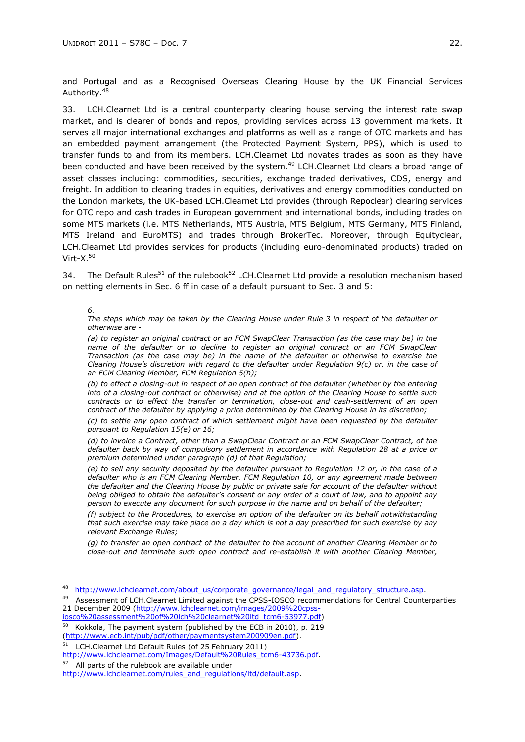and Portugal and as a Recognised Overseas Clearing House by the UK Financial Services Authority.[48]

33. LCH.Clearnet Ltd is a central counterparty clearing house serving the interest rate swap market, and is clearer of bonds and repos, providing services across 13 government markets. It serves all major international exchanges and platforms as well as a range of OTC markets and has an embedded payment arrangement (the Protected Payment System, PPS), which is used to transfer funds to and from its members. LCH.Clearnet Ltd novates trades as soon as they have been conducted and have been received by the system.[49] LCH.Clearnet Ltd clears a broad range of asset classes including: commodities, securities, exchange traded derivatives, CDS, energy and freight. In addition to clearing trades in equities, derivatives and energy commodities conducted on the London markets, the UK-based LCH.Clearnet Ltd provides (through Repoclear) clearing services for OTC repo and cash trades in European government and international bonds, including trades on some MTS markets (i.e. MTS Netherlands, MTS Austria, MTS Belgium, MTS Germany, MTS Finland, MTS Ireland and EuroMTS) and trades through BrokerTec. Moreover, through Equityclear, LCH.Clearnet Ltd provides services for products (including euro-denominated products) traded on Virt-X.[50]

34. The Default Rules[51] of the rulebook[52] LCH.Clearnet Ltd provide a resolution mechanism based on netting elements in Sec. 6 ff in case of a default pursuant to Sec. 3 and 5:

> *6.*
> *The steps which may be taken by the Clearing House under Rule 3 in respect of the defaulter or otherwise are -*
>
> *(a) to register an original contract or an FCM SwapClear Transaction (as the case may be) in the name of the defaulter or to decline to register an original contract or an FCM SwapClear Transaction (as the case may be) in the name of the defaulter or otherwise to exercise the Clearing House's discretion with regard to the defaulter under Regulation 9(c) or, in the case of an FCM Clearing Member, FCM Regulation 5(h);*
>
> *(b) to effect a closing-out in respect of an open contract of the defaulter (whether by the entering into of a closing-out contract or otherwise) and at the option of the Clearing House to settle such contracts or to effect the transfer or termination, close-out and cash-settlement of an open contract of the defaulter by applying a price determined by the Clearing House in its discretion;*
>
> *(c) to settle any open contract of which settlement might have been requested by the defaulter pursuant to Regulation 15(e) or 16;*
>
> *(d) to invoice a Contract, other than a SwapClear Contract or an FCM SwapClear Contract, of the defaulter back by way of compulsory settlement in accordance with Regulation 28 at a price or premium determined under paragraph (d) of that Regulation;*
>
> *(e) to sell any security deposited by the defaulter pursuant to Regulation 12 or, in the case of a defaulter who is an FCM Clearing Member, FCM Regulation 10, or any agreement made between the defaulter and the Clearing House by public or private sale for account of the defaulter without being obliged to obtain the defaulter's consent or any order of a court of law, and to appoint any person to execute any document for such purpose in the name and on behalf of the defaulter;*
>
> *(f) subject to the Procedures, to exercise an option of the defaulter on its behalf notwithstanding that such exercise may take place on a day which is not a day prescribed for such exercise by any relevant Exchange Rules;*
>
> *(g) to transfer an open contract of the defaulter to the account of another Clearing Member or to close-out and terminate such open contract and re-establish it with another Clearing Member,*

---

[48] http://www.lchclearnet.com/about_us/corporate_governance/legal_and_regulatory_structure.asp.

[49] Assessment of LCH.Clearnet Limited against the CPSS-IOSCO recommendations for Central Counterparties 21 December 2009 (http://www.lchclearnet.com/images/2009%20cpss-iosco%20assessment%20of%20lch%20clearnet%20ltd_tcm6-53977.pdf)

[50] Kokkola, The payment system (published by the ECB in 2010), p. 219 (http://www.ecb.int/pub/pdf/other/paymentsystem200909en.pdf).

[51] LCH.Clearnet Ltd Default Rules (of 25 February 2011) http://www.lchclearnet.com/Images/Default%20Rules_tcm6-43736.pdf.

[52] All parts of the rulebook are available under http://www.lchclearnet.com/rules_and_regulations/ltd/default.asp.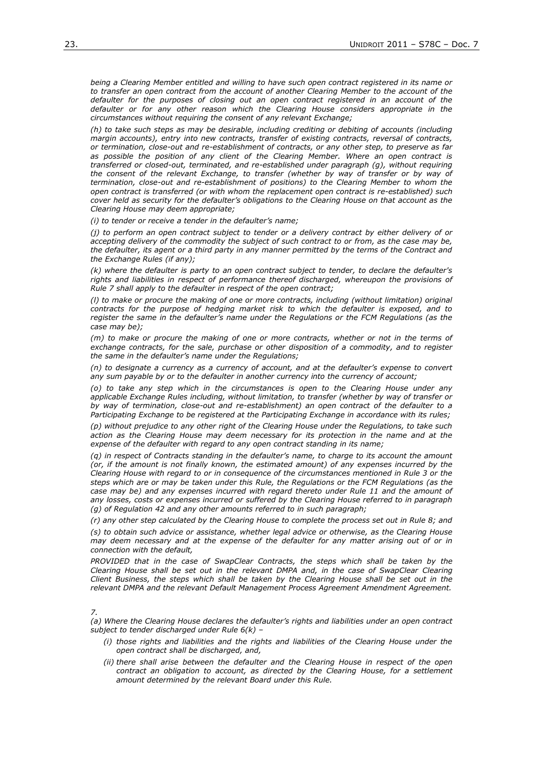*being a Clearing Member entitled and willing to have such open contract registered in its name or to transfer an open contract from the account of another Clearing Member to the account of the defaulter for the purposes of closing out an open contract registered in an account of the defaulter or for any other reason which the Clearing House considers appropriate in the circumstances without requiring the consent of any relevant Exchange;*

*(h) to take such steps as may be desirable, including crediting or debiting of accounts (including margin accounts), entry into new contracts, transfer of existing contracts, reversal of contracts, or termination, close-out and re-establishment of contracts, or any other step, to preserve as far as possible the position of any client of the Clearing Member. Where an open contract is transferred or closed-out, terminated, and re-established under paragraph (g), without requiring the consent of the relevant Exchange, to transfer (whether by way of transfer or by way of termination, close-out and re-establishment of positions) to the Clearing Member to whom the open contract is transferred (or with whom the replacement open contract is re-established) such cover held as security for the defaulter's obligations to the Clearing House on that account as the Clearing House may deem appropriate;*

*(i) to tender or receive a tender in the defaulter's name;*

*(j) to perform an open contract subject to tender or a delivery contract by either delivery of or accepting delivery of the commodity the subject of such contract to or from, as the case may be, the defaulter, its agent or a third party in any manner permitted by the terms of the Contract and the Exchange Rules (if any);*

*(k) where the defaulter is party to an open contract subject to tender, to declare the defaulter's rights and liabilities in respect of performance thereof discharged, whereupon the provisions of Rule 7 shall apply to the defaulter in respect of the open contract;*

*(l) to make or procure the making of one or more contracts, including (without limitation) original contracts for the purpose of hedging market risk to which the defaulter is exposed, and to register the same in the defaulter's name under the Regulations or the FCM Regulations (as the case may be);*

*(m) to make or procure the making of one or more contracts, whether or not in the terms of exchange contracts, for the sale, purchase or other disposition of a commodity, and to register the same in the defaulter's name under the Regulations;*

*(n) to designate a currency as a currency of account, and at the defaulter's expense to convert any sum payable by or to the defaulter in another currency into the currency of account;*

*(o) to take any step which in the circumstances is open to the Clearing House under any applicable Exchange Rules including, without limitation, to transfer (whether by way of transfer or by way of termination, close-out and re-establishment) an open contract of the defaulter to a Participating Exchange to be registered at the Participating Exchange in accordance with its rules;*

*(p) without prejudice to any other right of the Clearing House under the Regulations, to take such action as the Clearing House may deem necessary for its protection in the name and at the expense of the defaulter with regard to any open contract standing in its name;*

*(q) in respect of Contracts standing in the defaulter's name, to charge to its account the amount (or, if the amount is not finally known, the estimated amount) of any expenses incurred by the Clearing House with regard to or in consequence of the circumstances mentioned in Rule 3 or the steps which are or may be taken under this Rule, the Regulations or the FCM Regulations (as the case may be) and any expenses incurred with regard thereto under Rule 11 and the amount of any losses, costs or expenses incurred or suffered by the Clearing House referred to in paragraph (g) of Regulation 42 and any other amounts referred to in such paragraph;*

*(r) any other step calculated by the Clearing House to complete the process set out in Rule 8; and*

*(s) to obtain such advice or assistance, whether legal advice or otherwise, as the Clearing House may deem necessary and at the expense of the defaulter for any matter arising out of or in connection with the default,*

*PROVIDED that in the case of SwapClear Contracts, the steps which shall be taken by the Clearing House shall be set out in the relevant DMPA and, in the case of SwapClear Clearing Client Business, the steps which shall be taken by the Clearing House shall be set out in the relevant DMPA and the relevant Default Management Process Agreement Amendment Agreement.*

*7.*

*(a) Where the Clearing House declares the defaulter's rights and liabilities under an open contract subject to tender discharged under Rule 6(k) –*

- *(i) those rights and liabilities and the rights and liabilities of the Clearing House under the open contract shall be discharged, and,*
- *(ii) there shall arise between the defaulter and the Clearing House in respect of the open contract an obligation to account, as directed by the Clearing House, for a settlement amount determined by the relevant Board under this Rule.*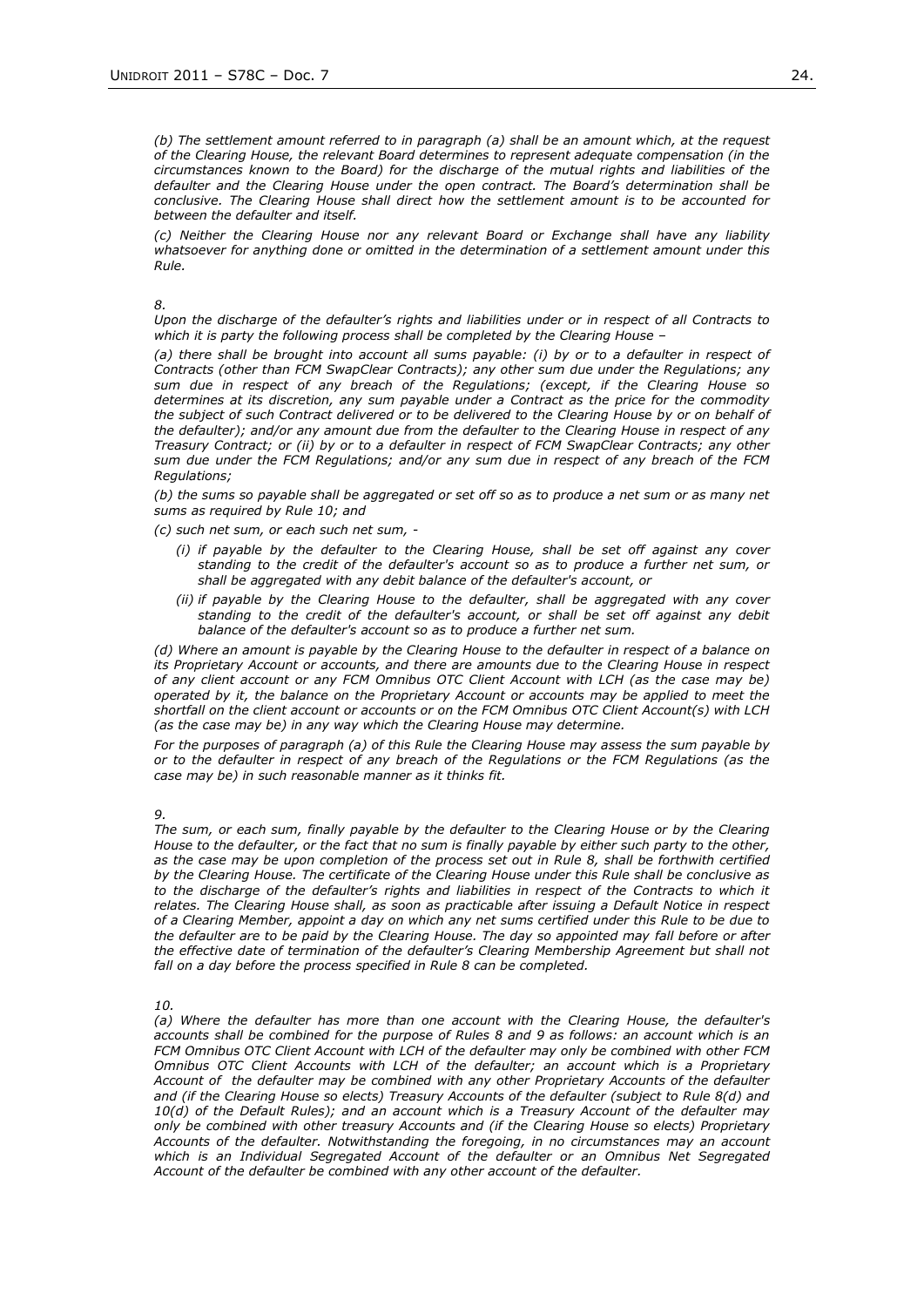*(b) The settlement amount referred to in paragraph (a) shall be an amount which, at the request of the Clearing House, the relevant Board determines to represent adequate compensation (in the circumstances known to the Board) for the discharge of the mutual rights and liabilities of the defaulter and the Clearing House under the open contract. The Board's determination shall be conclusive. The Clearing House shall direct how the settlement amount is to be accounted for between the defaulter and itself.*

*(c) Neither the Clearing House nor any relevant Board or Exchange shall have any liability whatsoever for anything done or omitted in the determination of a settlement amount under this Rule.*

*8.*

*Upon the discharge of the defaulter's rights and liabilities under or in respect of all Contracts to which it is party the following process shall be completed by the Clearing House –*

*(a) there shall be brought into account all sums payable: (i) by or to a defaulter in respect of Contracts (other than FCM SwapClear Contracts); any other sum due under the Regulations; any sum due in respect of any breach of the Regulations; (except, if the Clearing House so determines at its discretion, any sum payable under a Contract as the price for the commodity the subject of such Contract delivered or to be delivered to the Clearing House by or on behalf of the defaulter); and/or any amount due from the defaulter to the Clearing House in respect of any Treasury Contract; or (ii) by or to a defaulter in respect of FCM SwapClear Contracts; any other sum due under the FCM Regulations; and/or any sum due in respect of any breach of the FCM Regulations;*

*(b) the sums so payable shall be aggregated or set off so as to produce a net sum or as many net sums as required by Rule 10; and*

*(c) such net sum, or each such net sum, -*

- *(i) if payable by the defaulter to the Clearing House, shall be set off against any cover standing to the credit of the defaulter's account so as to produce a further net sum, or shall be aggregated with any debit balance of the defaulter's account, or*
- *(ii) if payable by the Clearing House to the defaulter, shall be aggregated with any cover standing to the credit of the defaulter's account, or shall be set off against any debit balance of the defaulter's account so as to produce a further net sum.*

*(d) Where an amount is payable by the Clearing House to the defaulter in respect of a balance on its Proprietary Account or accounts, and there are amounts due to the Clearing House in respect of any client account or any FCM Omnibus OTC Client Account with LCH (as the case may be) operated by it, the balance on the Proprietary Account or accounts may be applied to meet the shortfall on the client account or accounts or on the FCM Omnibus OTC Client Account(s) with LCH (as the case may be) in any way which the Clearing House may determine.*

*For the purposes of paragraph (a) of this Rule the Clearing House may assess the sum payable by or to the defaulter in respect of any breach of the Regulations or the FCM Regulations (as the case may be) in such reasonable manner as it thinks fit.*

*9.*

*The sum, or each sum, finally payable by the defaulter to the Clearing House or by the Clearing House to the defaulter, or the fact that no sum is finally payable by either such party to the other, as the case may be upon completion of the process set out in Rule 8, shall be forthwith certified by the Clearing House. The certificate of the Clearing House under this Rule shall be conclusive as to the discharge of the defaulter's rights and liabilities in respect of the Contracts to which it relates. The Clearing House shall, as soon as practicable after issuing a Default Notice in respect of a Clearing Member, appoint a day on which any net sums certified under this Rule to be due to the defaulter are to be paid by the Clearing House. The day so appointed may fall before or after the effective date of termination of the defaulter's Clearing Membership Agreement but shall not fall on a day before the process specified in Rule 8 can be completed.*

*10.*

*(a) Where the defaulter has more than one account with the Clearing House, the defaulter's accounts shall be combined for the purpose of Rules 8 and 9 as follows: an account which is an FCM Omnibus OTC Client Account with LCH of the defaulter may only be combined with other FCM Omnibus OTC Client Accounts with LCH of the defaulter; an account which is a Proprietary Account of the defaulter may be combined with any other Proprietary Accounts of the defaulter and (if the Clearing House so elects) Treasury Accounts of the defaulter (subject to Rule 8(d) and 10(d) of the Default Rules); and an account which is a Treasury Account of the defaulter may only be combined with other treasury Accounts and (if the Clearing House so elects) Proprietary Accounts of the defaulter. Notwithstanding the foregoing, in no circumstances may an account which is an Individual Segregated Account of the defaulter or an Omnibus Net Segregated Account of the defaulter be combined with any other account of the defaulter.*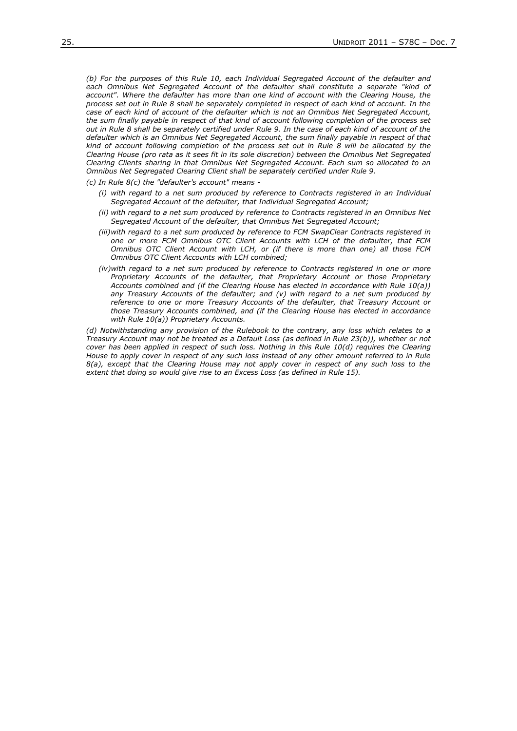*(b) For the purposes of this Rule 10, each Individual Segregated Account of the defaulter and each Omnibus Net Segregated Account of the defaulter shall constitute a separate "kind of account". Where the defaulter has more than one kind of account with the Clearing House, the process set out in Rule 8 shall be separately completed in respect of each kind of account. In the case of each kind of account of the defaulter which is not an Omnibus Net Segregated Account, the sum finally payable in respect of that kind of account following completion of the process set out in Rule 8 shall be separately certified under Rule 9. In the case of each kind of account of the defaulter which is an Omnibus Net Segregated Account, the sum finally payable in respect of that kind of account following completion of the process set out in Rule 8 will be allocated by the Clearing House (pro rata as it sees fit in its sole discretion) between the Omnibus Net Segregated Clearing Clients sharing in that Omnibus Net Segregated Account. Each sum so allocated to an Omnibus Net Segregated Clearing Client shall be separately certified under Rule 9.*

*(c) In Rule 8(c) the "defaulter's account" means -*

- *(i) with regard to a net sum produced by reference to Contracts registered in an Individual Segregated Account of the defaulter, that Individual Segregated Account;*
- *(ii) with regard to a net sum produced by reference to Contracts registered in an Omnibus Net Segregated Account of the defaulter, that Omnibus Net Segregated Account;*
- *(iii) with regard to a net sum produced by reference to FCM SwapClear Contracts registered in one or more FCM Omnibus OTC Client Accounts with LCH of the defaulter, that FCM Omnibus OTC Client Account with LCH, or (if there is more than one) all those FCM Omnibus OTC Client Accounts with LCH combined;*
- *(iv) with regard to a net sum produced by reference to Contracts registered in one or more Proprietary Accounts of the defaulter, that Proprietary Account or those Proprietary Accounts combined and (if the Clearing House has elected in accordance with Rule 10(a)) any Treasury Accounts of the defaulter; and (v) with regard to a net sum produced by reference to one or more Treasury Accounts of the defaulter, that Treasury Account or those Treasury Accounts combined, and (if the Clearing House has elected in accordance with Rule 10(a)) Proprietary Accounts.*

*(d) Notwithstanding any provision of the Rulebook to the contrary, any loss which relates to a Treasury Account may not be treated as a Default Loss (as defined in Rule 23(b)), whether or not cover has been applied in respect of such loss. Nothing in this Rule 10(d) requires the Clearing House to apply cover in respect of any such loss instead of any other amount referred to in Rule 8(a), except that the Clearing House may not apply cover in respect of any such loss to the extent that doing so would give rise to an Excess Loss (as defined in Rule 15).*